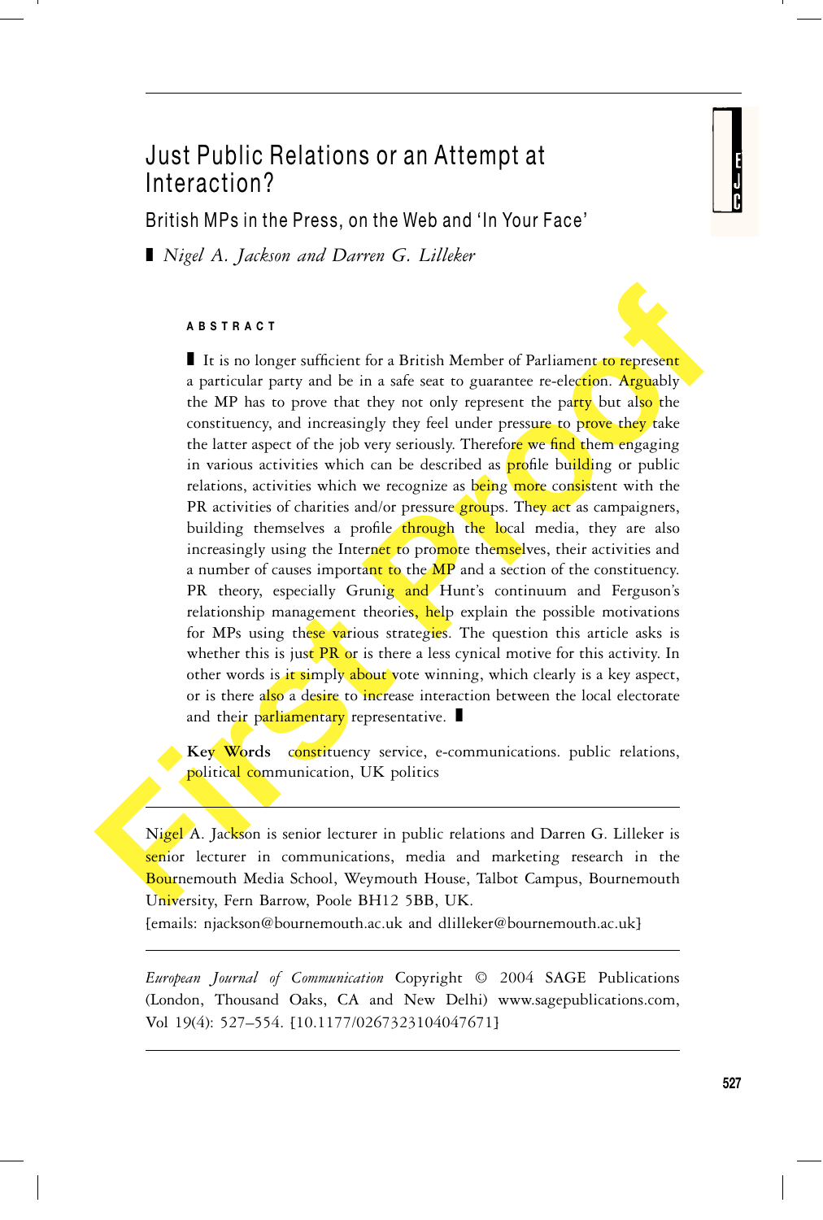# Just Public Relations or an Attempt at Interaction?

## British MPs in the Press, on the Web and 'In Your Face'

*Nigel A. Jackson and Darren G. Lilleker*

### ABSTRACT

It is no longer sufficient for a British Member of Parliament to represent a particular party and be in a safe seat to guarantee re-election. Arguably the MP has to prove that they not only represent the party but also the constituency, and increasingly they feel under pressure to prove they take the latter aspect of the job very seriously. Therefore we find them engaging in various activities which can be described as profile building or public relations, activities which we recognize as being more consistent with the PR activities of charities and/or pressure groups. They act as campaigners, building themselves a profile through the local media, they are also increasingly using the Internet to promote themselves, their activities and a number of causes important to the MP and a section of the constituency. PR theory, especially Grunig and Hunt's continuum and Ferguson's relationship management theories, help explain the possible motivations for MPs using these various strategies. The question this article asks is whether this is just PR or is there a less cynical motive for this activity. In other words is it simply about vote winning, which clearly is a key aspect, or is there also a desire to increase interaction between the local electorate and their parliamentary representative.

**Key Words** constituency service, e-communications. public relations, political communication, UK politics

Nigel A. Jackson is senior lecturer in public relations and Darren G. Lilleker is senior lecturer in communications, media and marketing research in the Bournemouth Media School, Weymouth House, Talbot Campus, Bournemouth University, Fern Barrow, Poole BH12 5BB, UK.
[emails: njackson@bournemouth.ac.uk and dlilleker@bournemouth.ac.uk]

*European Journal of Communication* Copyright © 2004 SAGE Publications (London, Thousand Oaks, CA and New Delhi) www.sagepublications.com, Vol 19(4): 527–554. [10.1177/0267323104047671]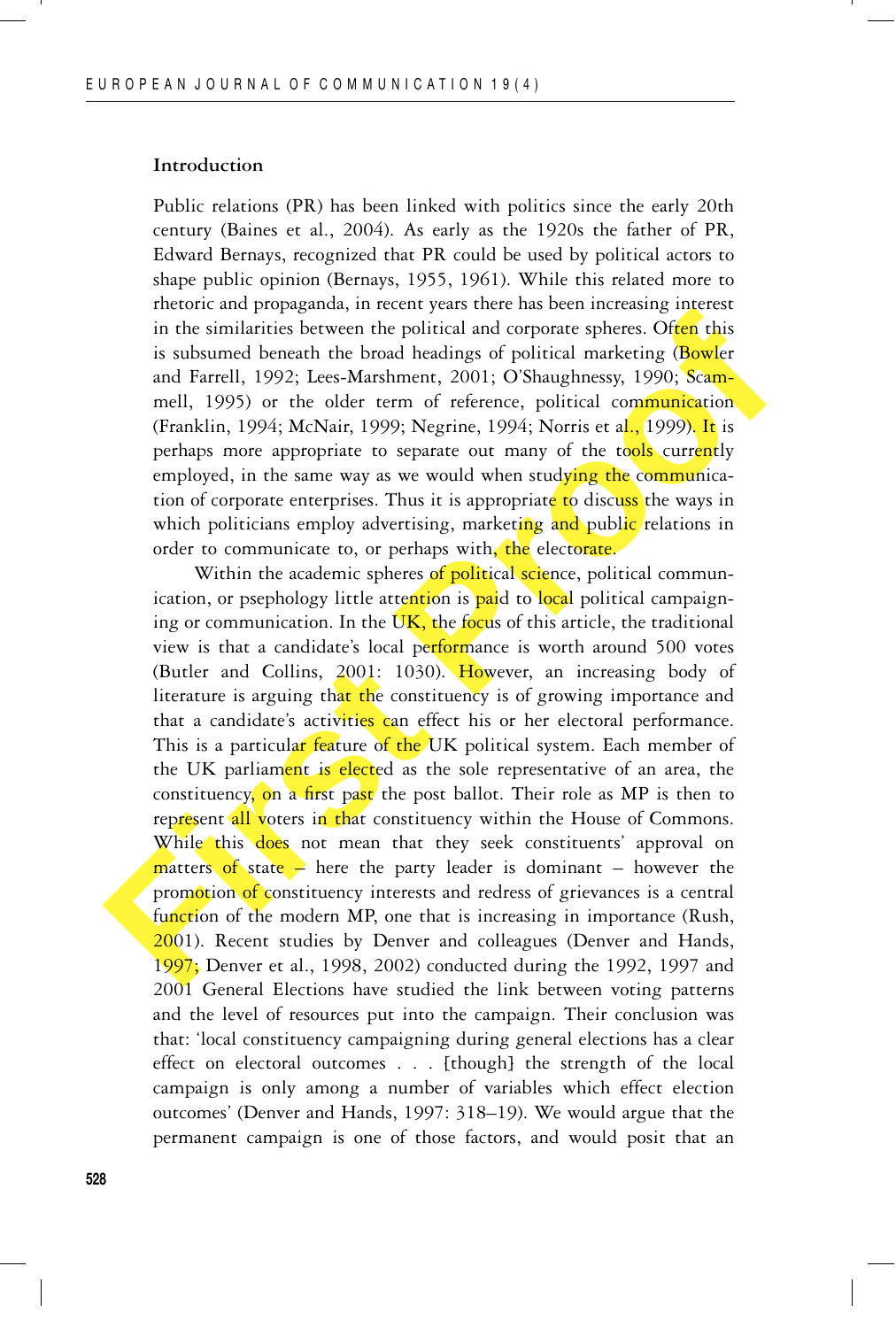## Introduction

Public relations (PR) has been linked with politics since the early 20th century (Baines et al., 2004). As early as the 1920s the father of PR, Edward Bernays, recognized that PR could be used by political actors to shape public opinion (Bernays, 1955, 1961). While this related more to rhetoric and propaganda, in recent years there has been increasing interest in the similarities between the political and corporate spheres. Often this is subsumed beneath the broad headings of political marketing (Bowler and Farrell, 1992; Lees-Marshment, 2001; O'Shaughnessy, 1990; Scammell, 1995) or the older term of reference, political communication (Franklin, 1994; McNair, 1999; Negrine, 1994; Norris et al., 1999). It is perhaps more appropriate to separate out many of the tools currently employed, in the same way as we would when studying the communication of corporate enterprises. Thus it is appropriate to discuss the ways in which politicians employ advertising, marketing and public relations in order to communicate to, or perhaps with, the electorate.

Within the academic spheres of political science, political communication, or psephology little attention is paid to local political campaigning or communication. In the UK, the focus of this article, the traditional view is that a candidate's local performance is worth around 500 votes (Butler and Collins, 2001: 1030). However, an increasing body of literature is arguing that the constituency is of growing importance and that a candidate's activities can effect his or her electoral performance. This is a particular feature of the UK political system. Each member of the UK parliament is elected as the sole representative of an area, the constituency, on a first past the post ballot. Their role as MP is then to represent all voters in that constituency within the House of Commons. While this does not mean that they seek constituents' approval on matters of state – here the party leader is dominant – however the promotion of constituency interests and redress of grievances is a central function of the modern MP, one that is increasing in importance (Rush, 2001). Recent studies by Denver and colleagues (Denver and Hands, 1997; Denver et al., 1998, 2002) conducted during the 1992, 1997 and 2001 General Elections have studied the link between voting patterns and the level of resources put into the campaign. Their conclusion was that: 'local constituency campaigning during general elections has a clear effect on electoral outcomes . . . [though] the strength of the local campaign is only among a number of variables which effect election outcomes' (Denver and Hands, 1997: 318–19). We would argue that the permanent campaign is one of those factors, and would posit that an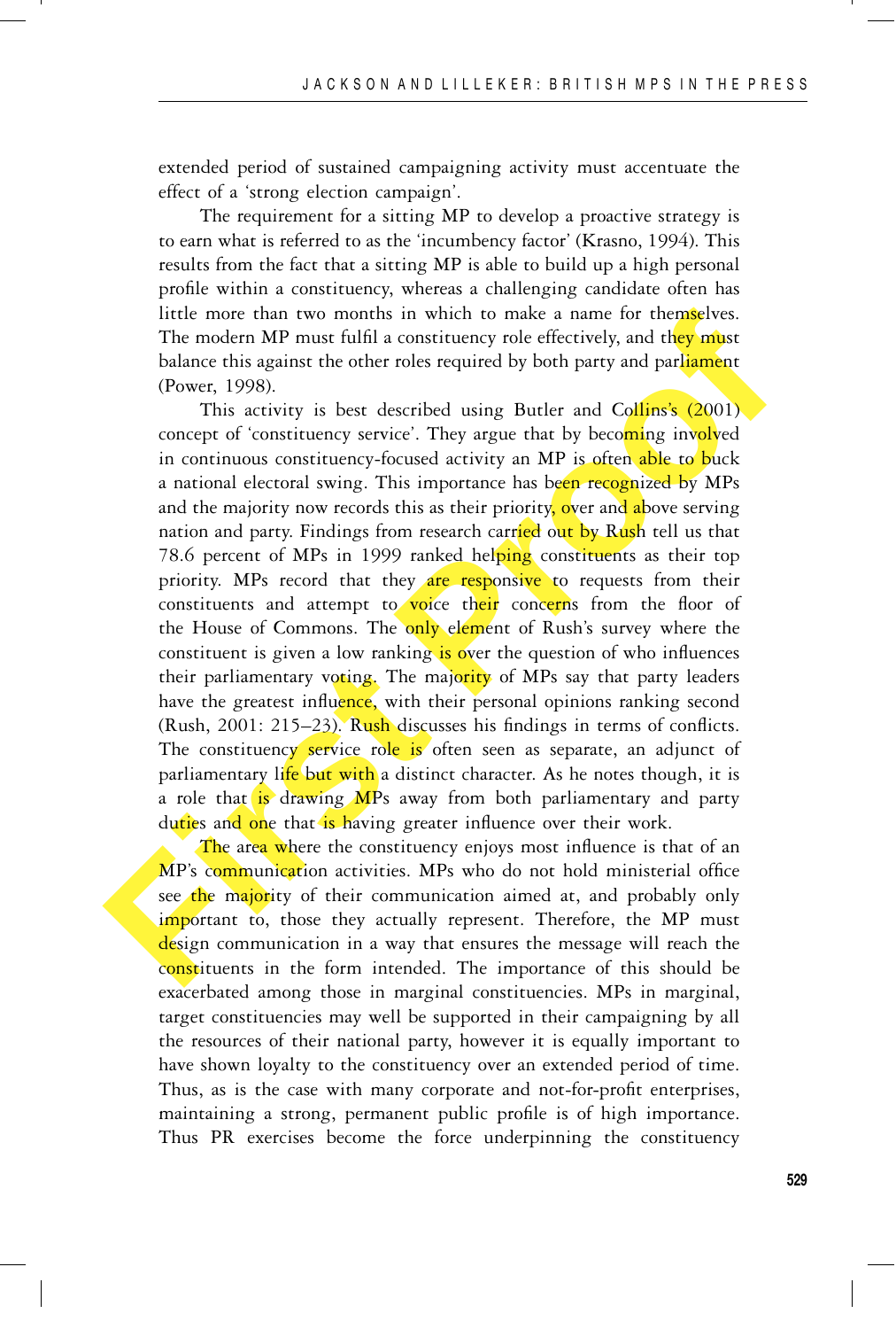extended period of sustained campaigning activity must accentuate the effect of a 'strong election campaign'.

The requirement for a sitting MP to develop a proactive strategy is to earn what is referred to as the 'incumbency factor' (Krasno, 1994). This results from the fact that a sitting MP is able to build up a high personal profile within a constituency, whereas a challenging candidate often has little more than two months in which to make a name for themselves. The modern MP must fulfil a constituency role effectively, and they must balance this against the other roles required by both party and parliament (Power, 1998).

This activity is best described using Butler and Collins's (2001) concept of 'constituency service'. They argue that by becoming involved in continuous constituency-focused activity an MP is often able to buck a national electoral swing. This importance has been recognized by MPs and the majority now records this as their priority, over and above serving nation and party. Findings from research carried out by Rush tell us that 78.6 percent of MPs in 1999 ranked helping constituents as their top priority. MPs record that they are responsive to requests from their constituents and attempt to voice their concerns from the floor of the House of Commons. The only element of Rush's survey where the constituent is given a low ranking is over the question of who influences their parliamentary voting. The majority of MPs say that party leaders have the greatest influence, with their personal opinions ranking second (Rush, 2001: 215–23). Rush discusses his findings in terms of conflicts. The constituency service role is often seen as separate, an adjunct of parliamentary life but with a distinct character. As he notes though, it is a role that is drawing MPs away from both parliamentary and party duties and one that is having greater influence over their work.

The area where the constituency enjoys most influence is that of an MP's communication activities. MPs who do not hold ministerial office see the majority of their communication aimed at, and probably only important to, those they actually represent. Therefore, the MP must design communication in a way that ensures the message will reach the constituents in the form intended. The importance of this should be exacerbated among those in marginal constituencies. MPs in marginal, target constituencies may well be supported in their campaigning by all the resources of their national party, however it is equally important to have shown loyalty to the constituency over an extended period of time. Thus, as is the case with many corporate and not-for-profit enterprises, maintaining a strong, permanent public profile is of high importance. Thus PR exercises become the force underpinning the constituency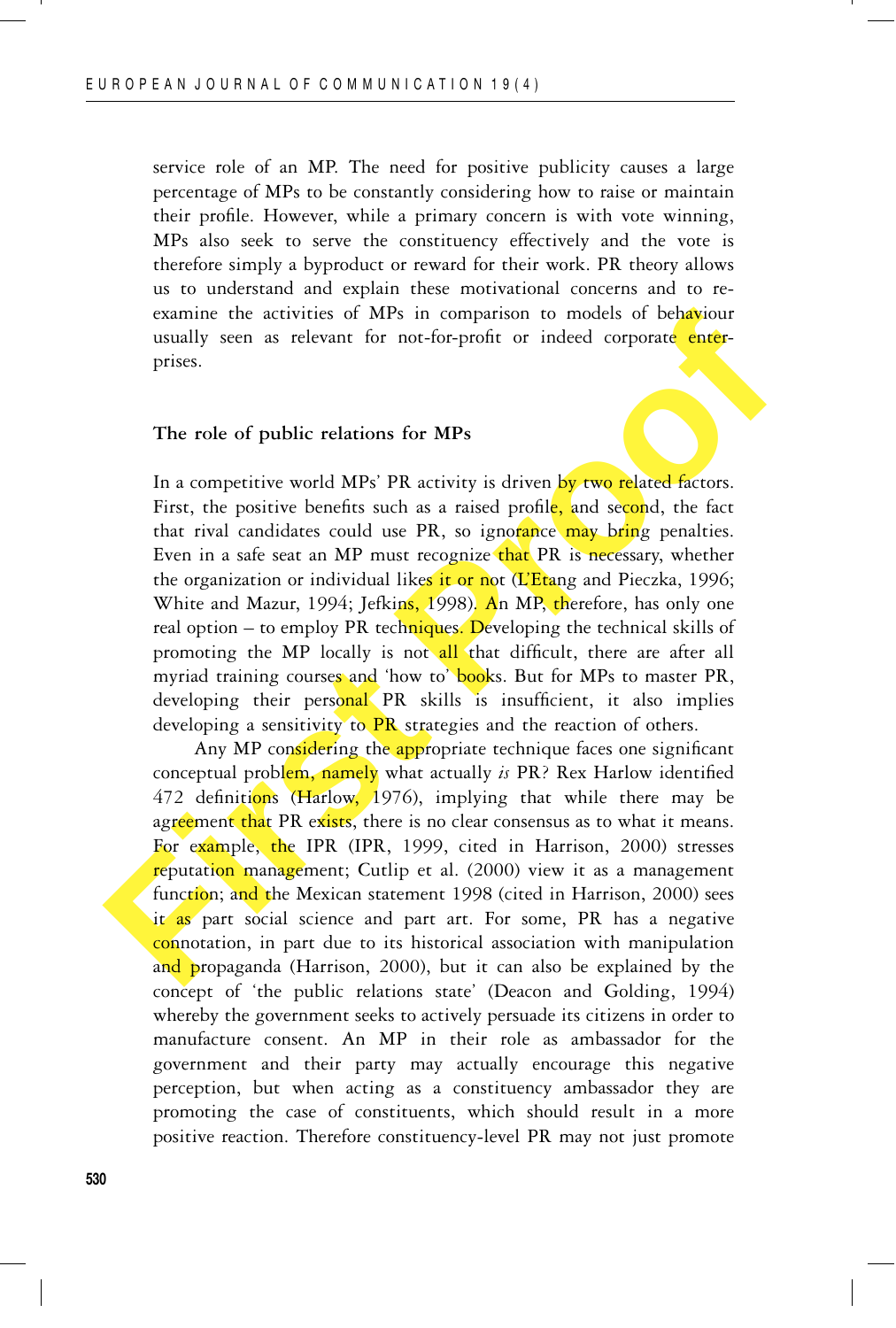service role of an MP. The need for positive publicity causes a large percentage of MPs to be constantly considering how to raise or maintain their profile. However, while a primary concern is with vote winning, MPs also seek to serve the constituency effectively and the vote is therefore simply a byproduct or reward for their work. PR theory allows us to understand and explain these motivational concerns and to re-examine the activities of MPs in comparison to models of behaviour usually seen as relevant for not-for-profit or indeed corporate enterprises.

### The role of public relations for MPs

In a competitive world MPs' PR activity is driven by two related factors. First, the positive benefits such as a raised profile, and second, the fact that rival candidates could use PR, so ignorance may bring penalties. Even in a safe seat an MP must recognize that PR is necessary, whether the organization or individual likes it or not (L'Etang and Pieczka, 1996; White and Mazur, 1994; Jefkins, 1998). An MP, therefore, has only one real option – to employ PR techniques. Developing the technical skills of promoting the MP locally is not all that difficult, there are after all myriad training courses and 'how to' books. But for MPs to master PR, developing their personal PR skills is insufficient, it also implies developing a sensitivity to PR strategies and the reaction of others.

Any MP considering the appropriate technique faces one significant conceptual problem, namely what actually *is* PR? Rex Harlow identified 472 definitions (Harlow, 1976), implying that while there may be agreement that PR exists, there is no clear consensus as to what it means. For example, the IPR (IPR, 1999, cited in Harrison, 2000) stresses reputation management; Cutlip et al. (2000) view it as a management function; and the Mexican statement 1998 (cited in Harrison, 2000) sees it as part social science and part art. For some, PR has a negative connotation, in part due to its historical association with manipulation and propaganda (Harrison, 2000), but it can also be explained by the concept of 'the public relations state' (Deacon and Golding, 1994) whereby the government seeks to actively persuade its citizens in order to manufacture consent. An MP in their role as ambassador for the government and their party may actually encourage this negative perception, but when acting as a constituency ambassador they are promoting the case of constituents, which should result in a more positive reaction. Therefore constituency-level PR may not just promote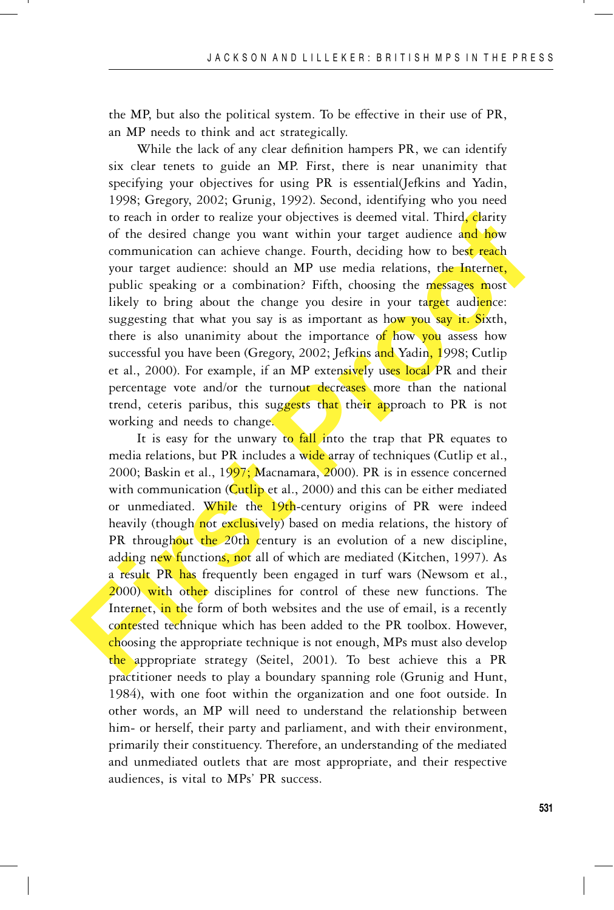the MP, but also the political system. To be effective in their use of PR, an MP needs to think and act strategically.

While the lack of any clear definition hampers PR, we can identify six clear tenets to guide an MP. First, there is near unanimity that specifying your objectives for using PR is essential(Jefkins and Yadin, 1998; Gregory, 2002; Grunig, 1992). Second, identifying who you need to reach in order to realize your objectives is deemed vital. Third, clarity of the desired change you want within your target audience and how communication can achieve change. Fourth, deciding how to best reach your target audience: should an MP use media relations, the Internet, public speaking or a combination? Fifth, choosing the messages most likely to bring about the change you desire in your target audience: suggesting that what you say is as important as how you say it. Sixth, there is also unanimity about the importance of how you assess how successful you have been (Gregory, 2002; Jefkins and Yadin, 1998; Cutlip et al., 2000). For example, if an MP extensively uses local PR and their percentage vote and/or the turnout decreases more than the national trend, ceteris paribus, this suggests that their approach to PR is not working and needs to change.

It is easy for the unwary to fall into the trap that PR equates to media relations, but PR includes a wide array of techniques (Cutlip et al., 2000; Baskin et al., 1997; Macnamara, 2000). PR is in essence concerned with communication (Cutlip et al., 2000) and this can be either mediated or unmediated. While the 19th-century origins of PR were indeed heavily (though not exclusively) based on media relations, the history of PR throughout the 20th century is an evolution of a new discipline, adding new functions, not all of which are mediated (Kitchen, 1997). As a result PR has frequently been engaged in turf wars (Newsom et al., 2000) with other disciplines for control of these new functions. The Internet, in the form of both websites and the use of email, is a recently contested technique which has been added to the PR toolbox. However, choosing the appropriate technique is not enough, MPs must also develop the appropriate strategy (Seitel, 2001). To best achieve this a PR practitioner needs to play a boundary spanning role (Grunig and Hunt, 1984), with one foot within the organization and one foot outside. In other words, an MP will need to understand the relationship between him- or herself, their party and parliament, and with their environment, primarily their constituency. Therefore, an understanding of the mediated and unmediated outlets that are most appropriate, and their respective audiences, is vital to MPs' PR success.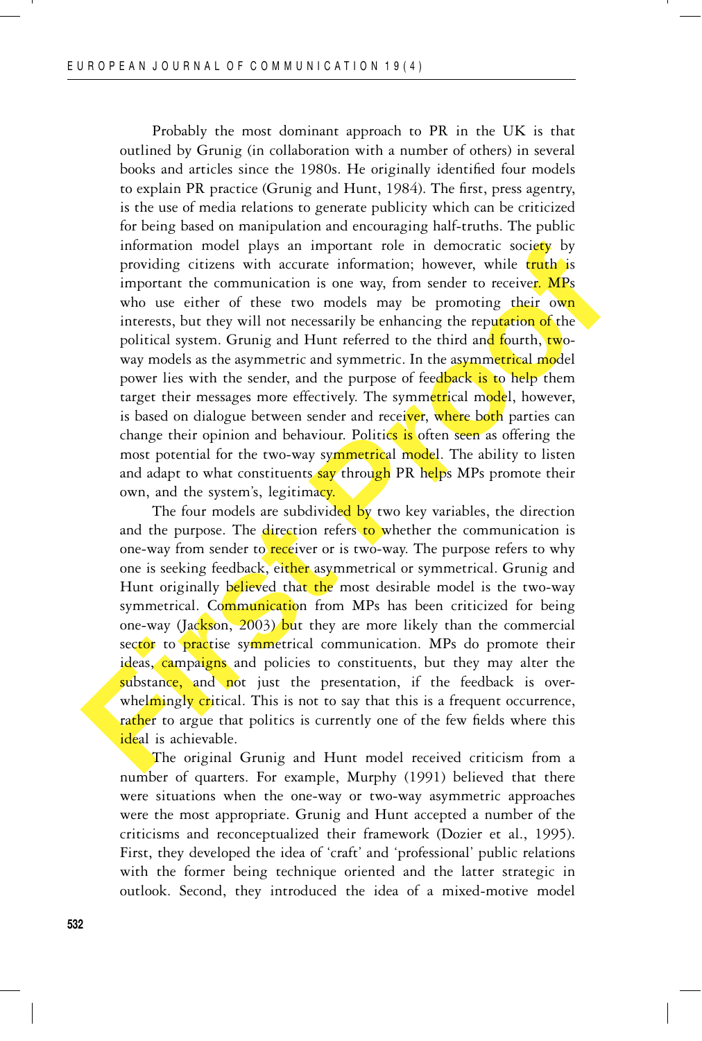Probably the most dominant approach to PR in the UK is that outlined by Grunig (in collaboration with a number of others) in several books and articles since the 1980s. He originally identified four models to explain PR practice (Grunig and Hunt, 1984). The first, press agentry, is the use of media relations to generate publicity which can be criticized for being based on manipulation and encouraging half-truths. The public information model plays an important role in democratic society by providing citizens with accurate information; however, while truth is important the communication is one way, from sender to receiver. MPs who use either of these two models may be promoting their own interests, but they will not necessarily be enhancing the reputation of the political system. Grunig and Hunt referred to the third and fourth, two-way models as the asymmetric and symmetric. In the asymmetrical model power lies with the sender, and the purpose of feedback is to help them target their messages more effectively. The symmetrical model, however, is based on dialogue between sender and receiver, where both parties can change their opinion and behaviour. Politics is often seen as offering the most potential for the two-way symmetrical model. The ability to listen and adapt to what constituents say through PR helps MPs promote their own, and the system's, legitimacy.

The four models are subdivided by two key variables, the direction and the purpose. The direction refers to whether the communication is one-way from sender to receiver or is two-way. The purpose refers to why one is seeking feedback, either asymmetrical or symmetrical. Grunig and Hunt originally believed that the most desirable model is the two-way symmetrical. Communication from MPs has been criticized for being one-way (Jackson, 2003) but they are more likely than the commercial sector to practise symmetrical communication. MPs do promote their ideas, campaigns and policies to constituents, but they may alter the substance, and not just the presentation, if the feedback is overwhelmingly critical. This is not to say that this is a frequent occurrence, rather to argue that politics is currently one of the few fields where this ideal is achievable.

The original Grunig and Hunt model received criticism from a number of quarters. For example, Murphy (1991) believed that there were situations when the one-way or two-way asymmetric approaches were the most appropriate. Grunig and Hunt accepted a number of the criticisms and reconceptualized their framework (Dozier et al., 1995). First, they developed the idea of 'craft' and 'professional' public relations with the former being technique oriented and the latter strategic in outlook. Second, they introduced the idea of a mixed-motive model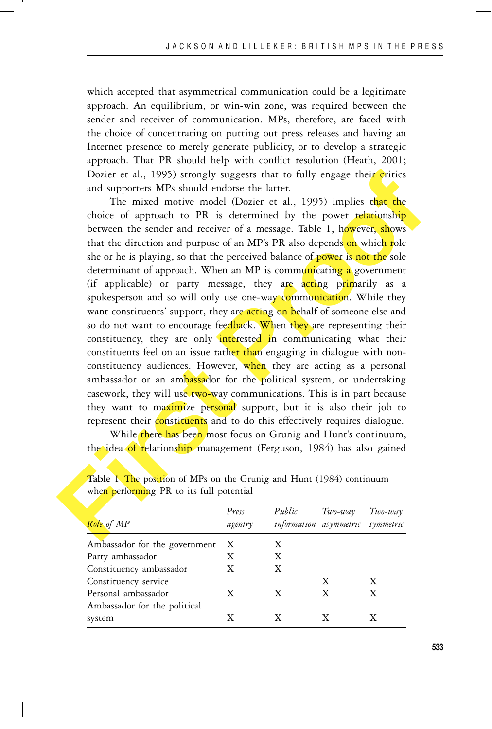which accepted that asymmetrical communication could be a legitimate approach. An equilibrium, or win-win zone, was required between the sender and receiver of communication. MPs, therefore, are faced with the choice of concentrating on putting out press releases and having an Internet presence to merely generate publicity, or to develop a strategic approach. That PR should help with conflict resolution (Heath, 2001; Dozier et al., 1995) strongly suggests that to fully engage their critics and supporters MPs should endorse the latter.

The mixed motive model (Dozier et al., 1995) implies that the choice of approach to PR is determined by the power relationship between the sender and receiver of a message. Table 1, however, shows that the direction and purpose of an MP's PR also depends on which role she or he is playing, so that the perceived balance of power is not the sole determinant of approach. When an MP is communicating a government (if applicable) or party message, they are acting primarily as a spokesperson and so will only use one-way communication. While they want constituents' support, they are acting on behalf of someone else and so do not want to encourage feedback. When they are representing their constituency, they are only interested in communicating what their constituents feel on an issue rather than engaging in dialogue with non-constituency audiences. However, when they are acting as a personal ambassador or an ambassador for the political system, or undertaking casework, they will use two-way communications. This is in part because they want to maximize personal support, but it is also their job to represent their constituents and to do this effectively requires dialogue.

While there has been most focus on Grunig and Hunt's continuum, the idea of relationship management (Ferguson, 1984) has also gained

**Table 1** The position of MPs on the Grunig and Hunt (1984) continuum when performing PR to its full potential

| *Role of MP* | *Press agentry* | *Public information* | *Two-way asymmetric* | *Two-way symmetric* |
|---|---|---|---|---|
| Ambassador for the government | X | X | | |
| Party ambassador | X | X | | |
| Constituency ambassador | X | X | | |
| Constituency service | | | X | X |
| Personal ambassador | X | X | X | X |
| Ambassador for the political system | X | X | X | X |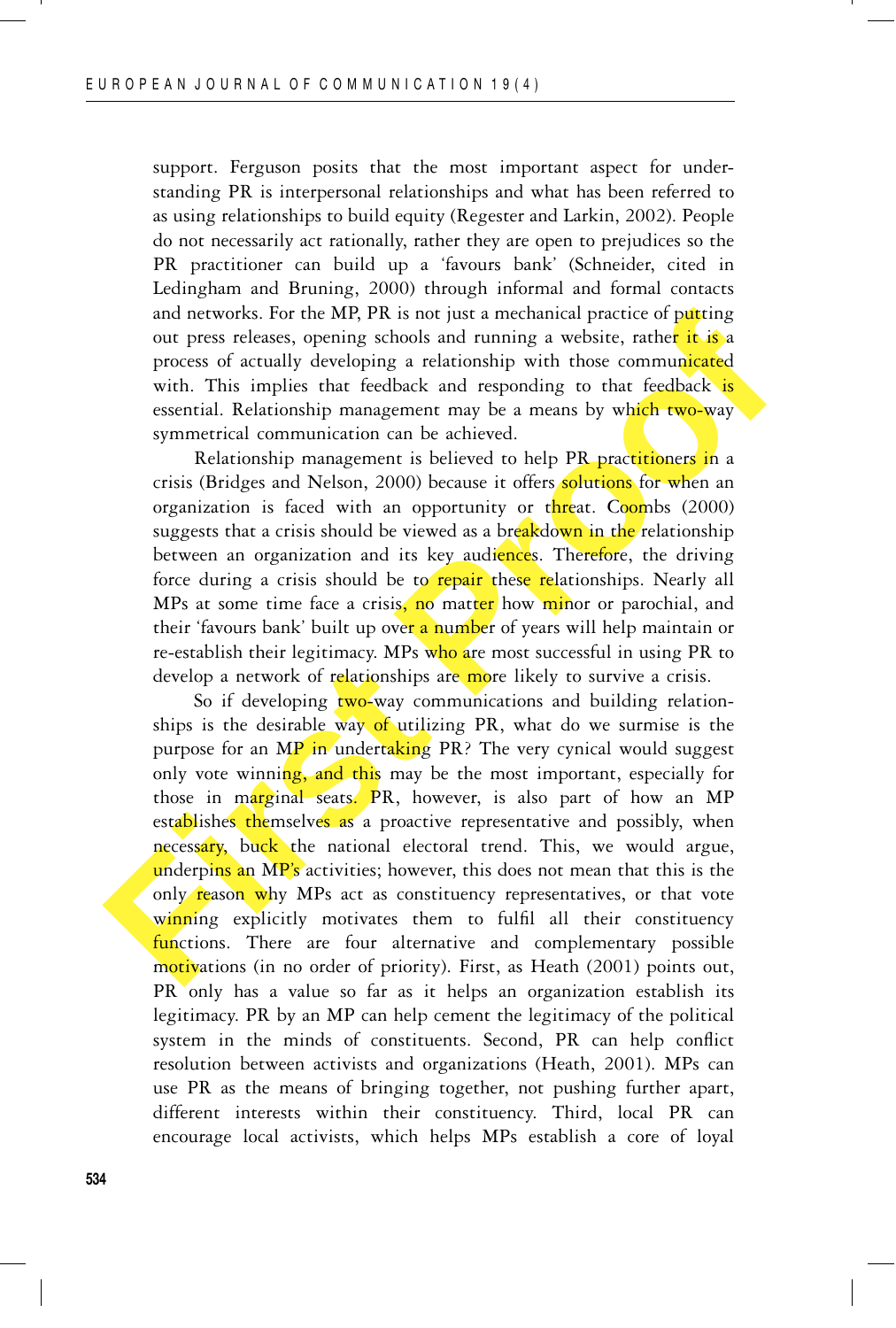support. Ferguson posits that the most important aspect for understanding PR is interpersonal relationships and what has been referred to as using relationships to build equity (Regester and Larkin, 2002). People do not necessarily act rationally, rather they are open to prejudices so the PR practitioner can build up a 'favours bank' (Schneider, cited in Ledingham and Bruning, 2000) through informal and formal contacts and networks. For the MP, PR is not just a mechanical practice of putting out press releases, opening schools and running a website, rather it is a process of actually developing a relationship with those communicated with. This implies that feedback and responding to that feedback is essential. Relationship management may be a means by which two-way symmetrical communication can be achieved.

Relationship management is believed to help PR practitioners in a crisis (Bridges and Nelson, 2000) because it offers solutions for when an organization is faced with an opportunity or threat. Coombs (2000) suggests that a crisis should be viewed as a breakdown in the relationship between an organization and its key audiences. Therefore, the driving force during a crisis should be to repair these relationships. Nearly all MPs at some time face a crisis, no matter how minor or parochial, and their 'favours bank' built up over a number of years will help maintain or re-establish their legitimacy. MPs who are most successful in using PR to develop a network of relationships are more likely to survive a crisis.

So if developing two-way communications and building relationships is the desirable way of utilizing PR, what do we surmise is the purpose for an MP in undertaking PR? The very cynical would suggest only vote winning, and this may be the most important, especially for those in marginal seats. PR, however, is also part of how an MP establishes themselves as a proactive representative and possibly, when necessary, buck the national electoral trend. This, we would argue, underpins an MP's activities; however, this does not mean that this is the only reason why MPs act as constituency representatives, or that vote winning explicitly motivates them to fulfil all their constituency functions. There are four alternative and complementary possible motivations (in no order of priority). First, as Heath (2001) points out, PR only has a value so far as it helps an organization establish its legitimacy. PR by an MP can help cement the legitimacy of the political system in the minds of constituents. Second, PR can help conflict resolution between activists and organizations (Heath, 2001). MPs can use PR as the means of bringing together, not pushing further apart, different interests within their constituency. Third, local PR can encourage local activists, which helps MPs establish a core of loyal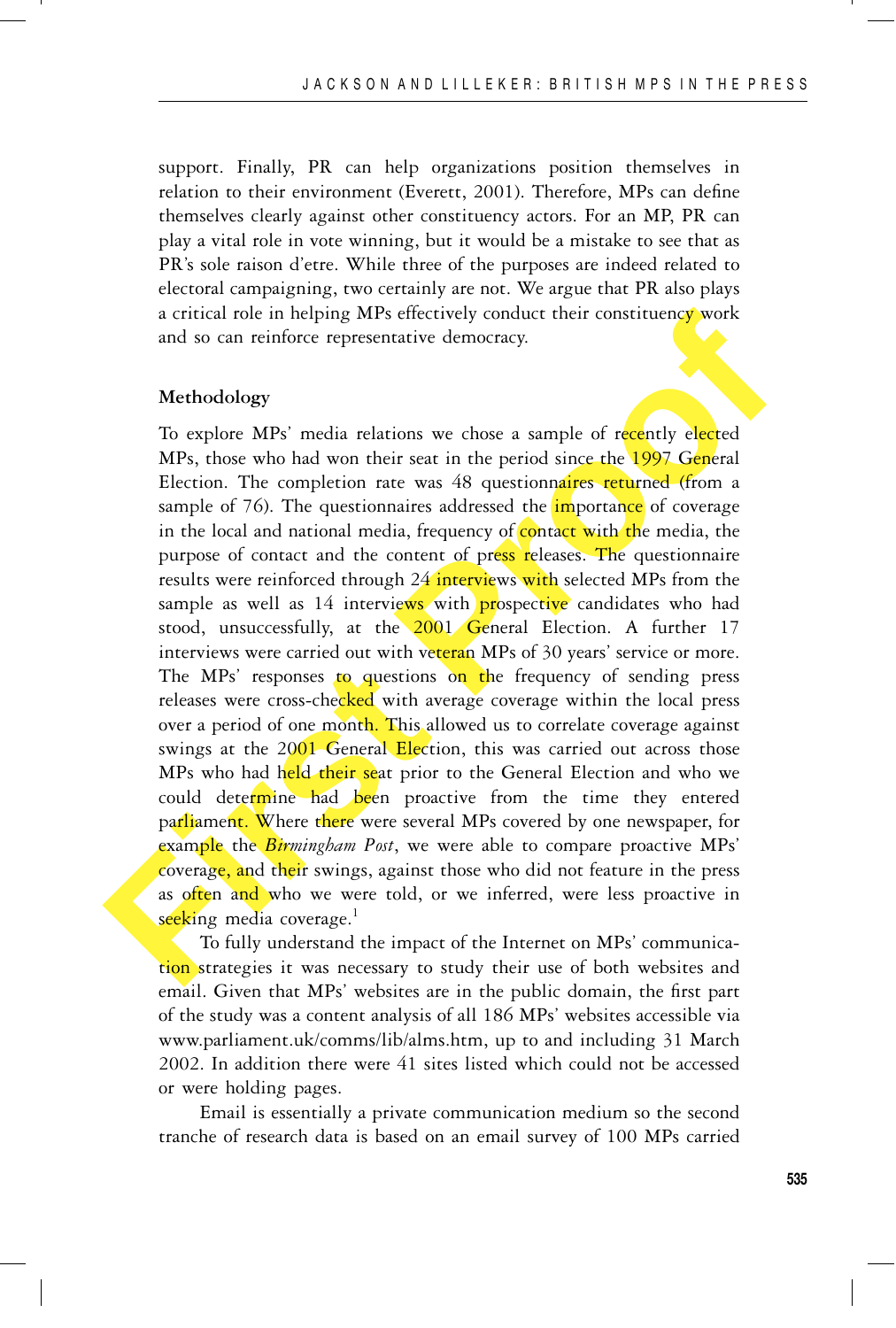support. Finally, PR can help organizations position themselves in relation to their environment (Everett, 2001). Therefore, MPs can define themselves clearly against other constituency actors. For an MP, PR can play a vital role in vote winning, but it would be a mistake to see that as PR's sole raison d'etre. While three of the purposes are indeed related to electoral campaigning, two certainly are not. We argue that PR also plays a critical role in helping MPs effectively conduct their constituency work and so can reinforce representative democracy.

## Methodology

To explore MPs' media relations we chose a sample of recently elected MPs, those who had won their seat in the period since the 1997 General Election. The completion rate was 48 questionnaires returned (from a sample of 76). The questionnaires addressed the importance of coverage in the local and national media, frequency of contact with the media, the purpose of contact and the content of press releases. The questionnaire results were reinforced through 24 interviews with selected MPs from the sample as well as 14 interviews with prospective candidates who had stood, unsuccessfully, at the 2001 General Election. A further 17 interviews were carried out with veteran MPs of 30 years' service or more. The MPs' responses to questions on the frequency of sending press releases were cross-checked with average coverage within the local press over a period of one month. This allowed us to correlate coverage against swings at the 2001 General Election, this was carried out across those MPs who had held their seat prior to the General Election and who we could determine had been proactive from the time they entered parliament. Where there were several MPs covered by one newspaper, for example the *Birmingham Post*, we were able to compare proactive MPs' coverage, and their swings, against those who did not feature in the press as often and who we were told, or we inferred, were less proactive in seeking media coverage.[1]

To fully understand the impact of the Internet on MPs' communication strategies it was necessary to study their use of both websites and email. Given that MPs' websites are in the public domain, the first part of the study was a content analysis of all 186 MPs' websites accessible via www.parliament.uk/comms/lib/alms.htm, up to and including 31 March 2002. In addition there were 41 sites listed which could not be accessed or were holding pages.

Email is essentially a private communication medium so the second tranche of research data is based on an email survey of 100 MPs carried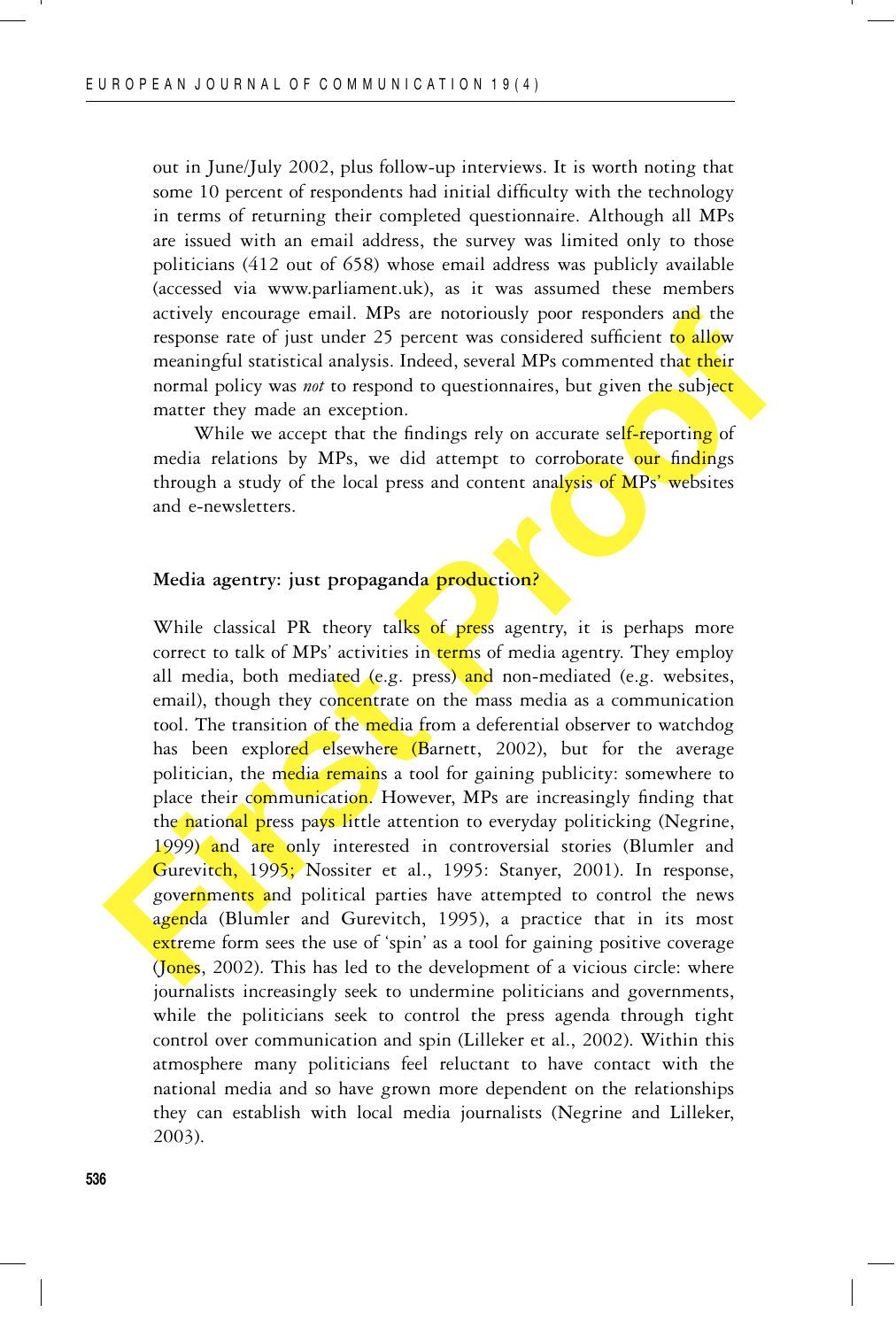out in June/July 2002, plus follow-up interviews. It is worth noting that some 10 percent of respondents had initial difficulty with the technology in terms of returning their completed questionnaire. Although all MPs are issued with an email address, the survey was limited only to those politicians (412 out of 658) whose email address was publicly available (accessed via www.parliament.uk), as it was assumed these members actively encourage email. MPs are notoriously poor responders and the response rate of just under 25 percent was considered sufficient to allow meaningful statistical analysis. Indeed, several MPs commented that their normal policy was *not* to respond to questionnaires, but given the subject matter they made an exception.

While we accept that the findings rely on accurate self-reporting of media relations by MPs, we did attempt to corroborate our findings through a study of the local press and content analysis of MPs' websites and e-newsletters.

## Media agentry: just propaganda production?

While classical PR theory talks of press agentry, it is perhaps more correct to talk of MPs' activities in terms of media agentry. They employ all media, both mediated (e.g. press) and non-mediated (e.g. websites, email), though they concentrate on the mass media as a communication tool. The transition of the media from a deferential observer to watchdog has been explored elsewhere (Barnett, 2002), but for the average politician, the media remains a tool for gaining publicity: somewhere to place their communication. However, MPs are increasingly finding that the national press pays little attention to everyday politicking (Negrine, 1999) and are only interested in controversial stories (Blumler and Gurevitch, 1995; Nossiter et al., 1995: Stanyer, 2001). In response, governments and political parties have attempted to control the news agenda (Blumler and Gurevitch, 1995), a practice that in its most extreme form sees the use of 'spin' as a tool for gaining positive coverage (Jones, 2002). This has led to the development of a vicious circle: where journalists increasingly seek to undermine politicians and governments, while the politicians seek to control the press agenda through tight control over communication and spin (Lilleker et al., 2002). Within this atmosphere many politicians feel reluctant to have contact with the national media and so have grown more dependent on the relationships they can establish with local media journalists (Negrine and Lilleker, 2003).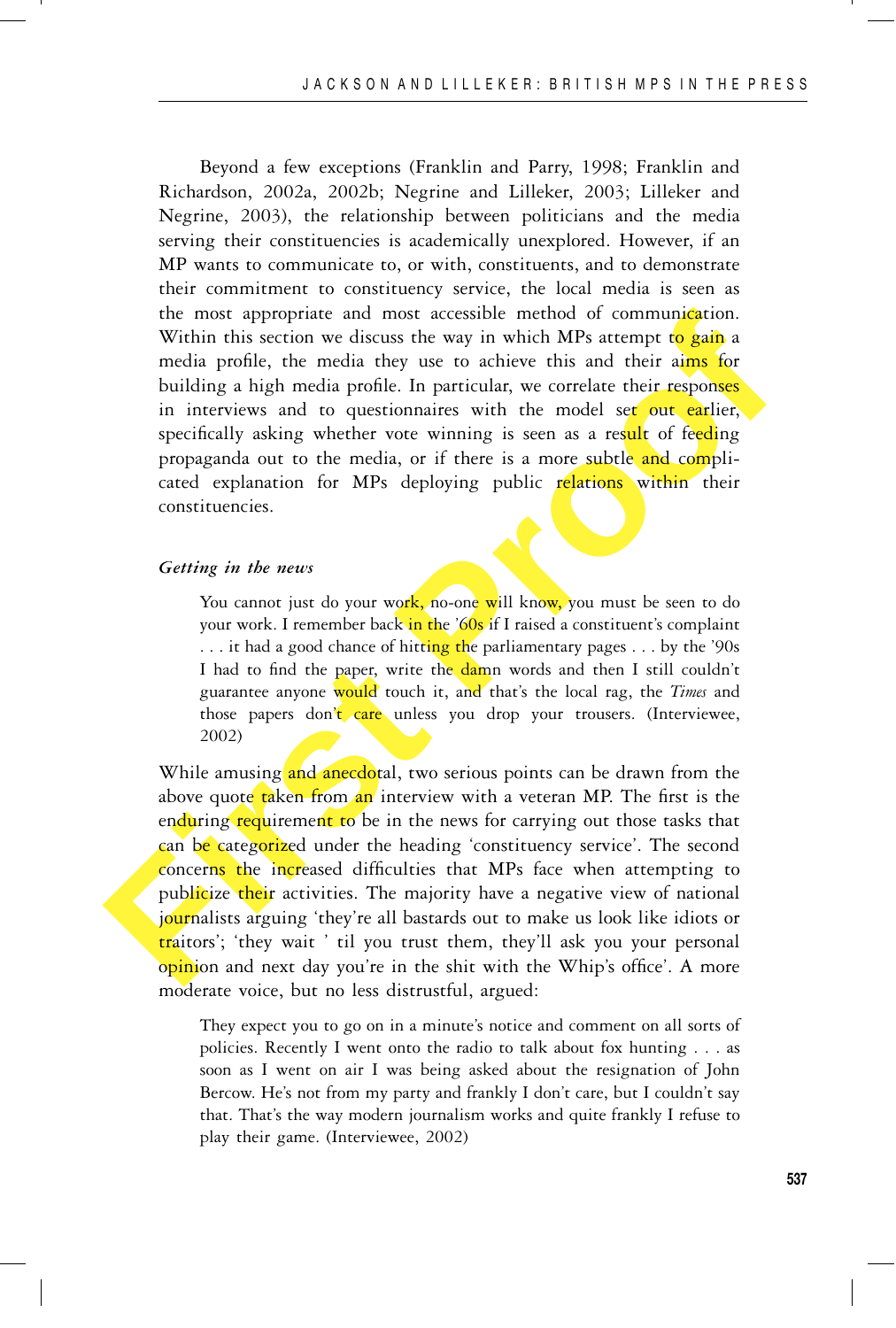Beyond a few exceptions (Franklin and Parry, 1998; Franklin and Richardson, 2002a, 2002b; Negrine and Lilleker, 2003; Lilleker and Negrine, 2003), the relationship between politicians and the media serving their constituencies is academically unexplored. However, if an MP wants to communicate to, or with, constituents, and to demonstrate their commitment to constituency service, the local media is seen as the most appropriate and most accessible method of communication. Within this section we discuss the way in which MPs attempt to gain a media profile, the media they use to achieve this and their aims for building a high media profile. In particular, we correlate their responses in interviews and to questionnaires with the model set out earlier, specifically asking whether vote winning is seen as a result of feeding propaganda out to the media, or if there is a more subtle and complicated explanation for MPs deploying public relations within their constituencies.

### *Getting in the news*

> You cannot just do your work, no-one will know, you must be seen to do your work. I remember back in the '60s if I raised a constituent's complaint . . . it had a good chance of hitting the parliamentary pages . . . by the '90s I had to find the paper, write the damn words and then I still couldn't guarantee anyone would touch it, and that's the local rag, the *Times* and those papers don't care unless you drop your trousers. (Interviewee, 2002)

While amusing and anecdotal, two serious points can be drawn from the above quote taken from an interview with a veteran MP. The first is the enduring requirement to be in the news for carrying out those tasks that can be categorized under the heading 'constituency service'. The second concerns the increased difficulties that MPs face when attempting to publicize their activities. The majority have a negative view of national journalists arguing 'they're all bastards out to make us look like idiots or traitors'; 'they wait ' til you trust them, they'll ask you your personal opinion and next day you're in the shit with the Whip's office'. A more moderate voice, but no less distrustful, argued:

> They expect you to go on in a minute's notice and comment on all sorts of policies. Recently I went onto the radio to talk about fox hunting . . . as soon as I went on air I was being asked about the resignation of John Bercow. He's not from my party and frankly I don't care, but I couldn't say that. That's the way modern journalism works and quite frankly I refuse to play their game. (Interviewee, 2002)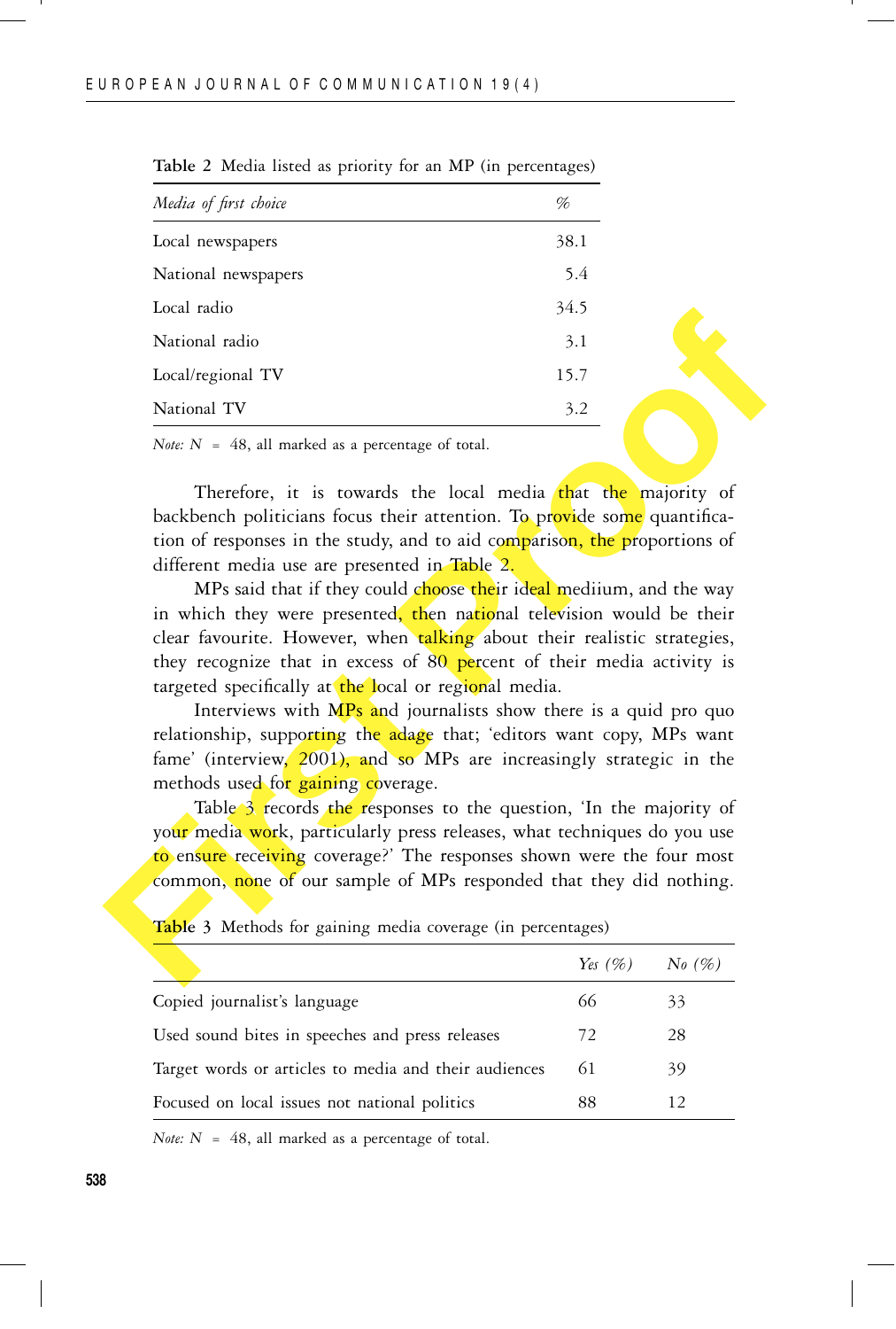**Table 2** Media listed as priority for an MP (in percentages)

| *Media of first choice* | % |
|---|---|
| Local newspapers | 38.1 |
| National newspapers | 5.4 |
| Local radio | 34.5 |
| National radio | 3.1 |
| Local/regional TV | 15.7 |
| National TV | 3.2 |

*Note: N* = 48, all marked as a percentage of total.

Therefore, it is towards the local media that the majority of backbench politicians focus their attention. To provide some quantification of responses in the study, and to aid comparison, the proportions of different media use are presented in Table 2.

MPs said that if they could choose their ideal mediium, and the way in which they were presented, then national television would be their clear favourite. However, when talking about their realistic strategies, they recognize that in excess of 80 percent of their media activity is targeted specifically at the local or regional media.

Interviews with MPs and journalists show there is a quid pro quo relationship, supporting the adage that; 'editors want copy, MPs want fame' (interview, 2001), and so MPs are increasingly strategic in the methods used for gaining coverage.

Table 3 records the responses to the question, 'In the majority of your media work, particularly press releases, what techniques do you use to ensure receiving coverage?' The responses shown were the four most common, none of our sample of MPs responded that they did nothing.

**Table 3** Methods for gaining media coverage (in percentages)

| | *Yes (%)* | *No (%)* |
|---|---|---|
| Copied journalist's language | 66 | 33 |
| Used sound bites in speeches and press releases | 72 | 28 |
| Target words or articles to media and their audiences | 61 | 39 |
| Focused on local issues not national politics | 88 | 12 |

*Note: N* = 48, all marked as a percentage of total.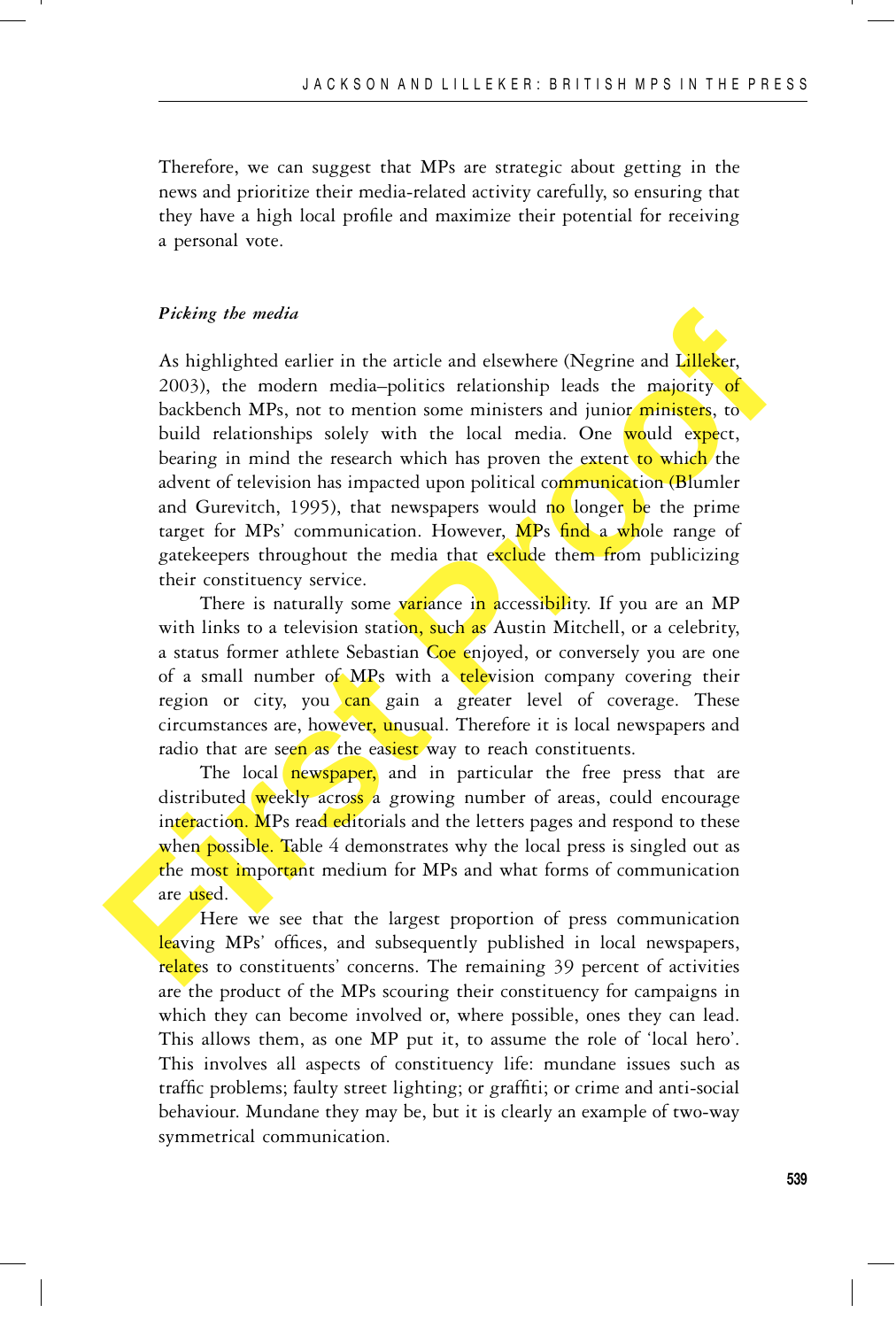Therefore, we can suggest that MPs are strategic about getting in the news and prioritize their media-related activity carefully, so ensuring that they have a high local profile and maximize their potential for receiving a personal vote.

### *Picking the media*

As highlighted earlier in the article and elsewhere (Negrine and Lilleker, 2003), the modern media–politics relationship leads the majority of backbench MPs, not to mention some ministers and junior ministers, to build relationships solely with the local media. One would expect, bearing in mind the research which has proven the extent to which the advent of television has impacted upon political communication (Blumler and Gurevitch, 1995), that newspapers would no longer be the prime target for MPs' communication. However, MPs find a whole range of gatekeepers throughout the media that exclude them from publicizing their constituency service.

There is naturally some variance in accessibility. If you are an MP with links to a television station, such as Austin Mitchell, or a celebrity, a status former athlete Sebastian Coe enjoyed, or conversely you are one of a small number of MPs with a television company covering their region or city, you can gain a greater level of coverage. These circumstances are, however, unusual. Therefore it is local newspapers and radio that are seen as the easiest way to reach constituents.

The local newspaper, and in particular the free press that are distributed weekly across a growing number of areas, could encourage interaction. MPs read editorials and the letters pages and respond to these when possible. Table 4 demonstrates why the local press is singled out as the most important medium for MPs and what forms of communication are used.

Here we see that the largest proportion of press communication leaving MPs' offices, and subsequently published in local newspapers, relates to constituents' concerns. The remaining 39 percent of activities are the product of the MPs scouring their constituency for campaigns in which they can become involved or, where possible, ones they can lead. This allows them, as one MP put it, to assume the role of 'local hero'. This involves all aspects of constituency life: mundane issues such as traffic problems; faulty street lighting; or graffiti; or crime and anti-social behaviour. Mundane they may be, but it is clearly an example of two-way symmetrical communication.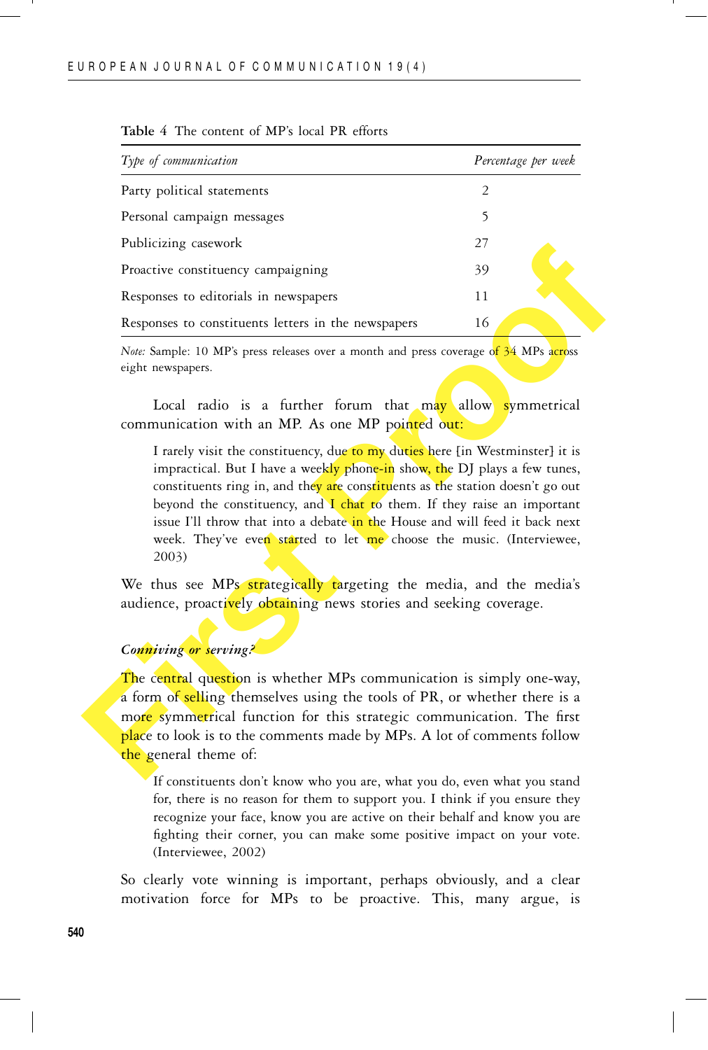**Table 4** The content of MP's local PR efforts

| *Type of communication* | *Percentage per week* |
|---|---|
| Party political statements | 2 |
| Personal campaign messages | 5 |
| Publicizing casework | 27 |
| Proactive constituency campaigning | 39 |
| Responses to editorials in newspapers | 11 |
| Responses to constituents letters in the newspapers | 16 |

*Note:* Sample: 10 MP's press releases over a month and press coverage of 34 MPs across eight newspapers.

Local radio is a further forum that may allow symmetrical communication with an MP. As one MP pointed out:

> I rarely visit the constituency, due to my duties here [in Westminster] it is impractical. But I have a weekly phone-in show, the DJ plays a few tunes, constituents ring in, and they are constituents as the station doesn't go out beyond the constituency, and I chat to them. If they raise an important issue I'll throw that into a debate in the House and will feed it back next week. They've even started to let me choose the music. (Interviewee, 2003)

We thus see MPs strategically targeting the media, and the media's audience, proactively obtaining news stories and seeking coverage.

### *Conniving or serving?*

The central question is whether MPs communication is simply one-way, a form of selling themselves using the tools of PR, or whether there is a more symmetrical function for this strategic communication. The first place to look is to the comments made by MPs. A lot of comments follow the general theme of:

> If constituents don't know who you are, what you do, even what you stand for, there is no reason for them to support you. I think if you ensure they recognize your face, know you are active on their behalf and know you are fighting their corner, you can make some positive impact on your vote. (Interviewee, 2002)

So clearly vote winning is important, perhaps obviously, and a clear motivation force for MPs to be proactive. This, many argue, is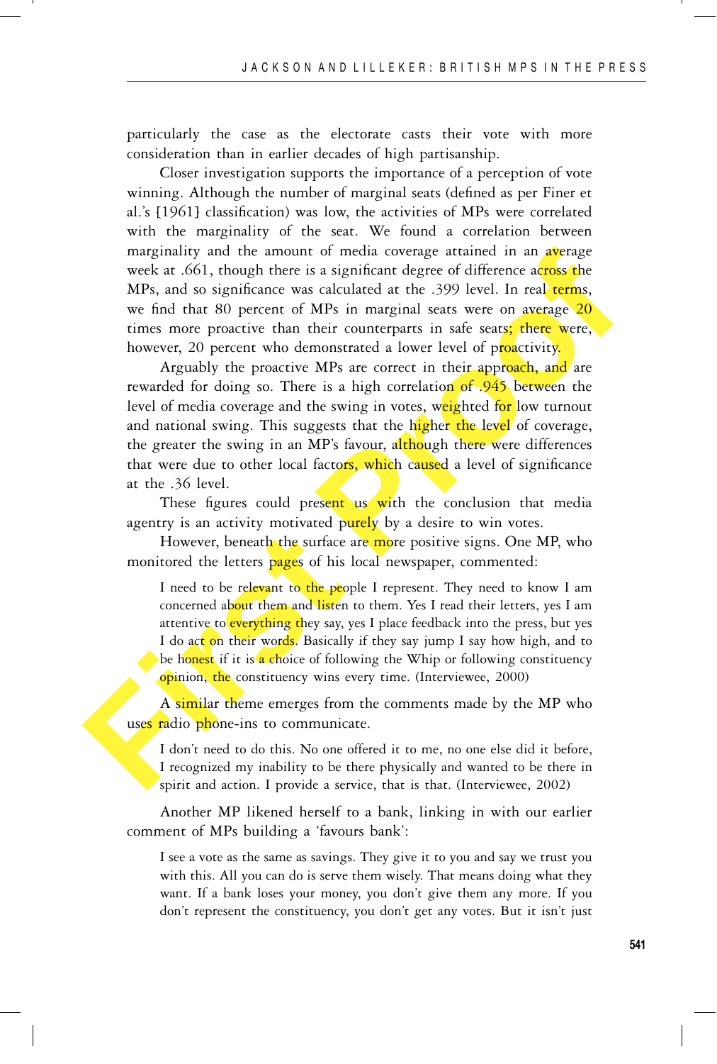particularly the case as the electorate casts their vote with more consideration than in earlier decades of high partisanship.

Closer investigation supports the importance of a perception of vote winning. Although the number of marginal seats (defined as per Finer et al.'s [1961] classification) was low, the activities of MPs were correlated with the marginality of the seat. We found a correlation between marginality and the amount of media coverage attained in an average week at .661, though there is a significant degree of difference across the MPs, and so significance was calculated at the .399 level. In real terms, we find that 80 percent of MPs in marginal seats were on average 20 times more proactive than their counterparts in safe seats; there were, however, 20 percent who demonstrated a lower level of proactivity.

Arguably the proactive MPs are correct in their approach, and are rewarded for doing so. There is a high correlation of .945 between the level of media coverage and the swing in votes, weighted for low turnout and national swing. This suggests that the higher the level of coverage, the greater the swing in an MP's favour, although there were differences that were due to other local factors, which caused a level of significance at the .36 level.

These figures could present us with the conclusion that media agentry is an activity motivated purely by a desire to win votes.

However, beneath the surface are more positive signs. One MP, who monitored the letters pages of his local newspaper, commented:

> I need to be relevant to the people I represent. They need to know I am concerned about them and listen to them. Yes I read their letters, yes I am attentive to everything they say, yes I place feedback into the press, but yes I do act on their words. Basically if they say jump I say how high, and to be honest if it is a choice of following the Whip or following constituency opinion, the constituency wins every time. (Interviewee, 2000)

A similar theme emerges from the comments made by the MP who uses radio phone-ins to communicate.

> I don't need to do this. No one offered it to me, no one else did it before, I recognized my inability to be there physically and wanted to be there in spirit and action. I provide a service, that is that. (Interviewee, 2002)

Another MP likened herself to a bank, linking in with our earlier comment of MPs building a 'favours bank':

> I see a vote as the same as savings. They give it to you and say we trust you with this. All you can do is serve them wisely. That means doing what they want. If a bank loses your money, you don't give them any more. If you don't represent the constituency, you don't get any votes. But it isn't just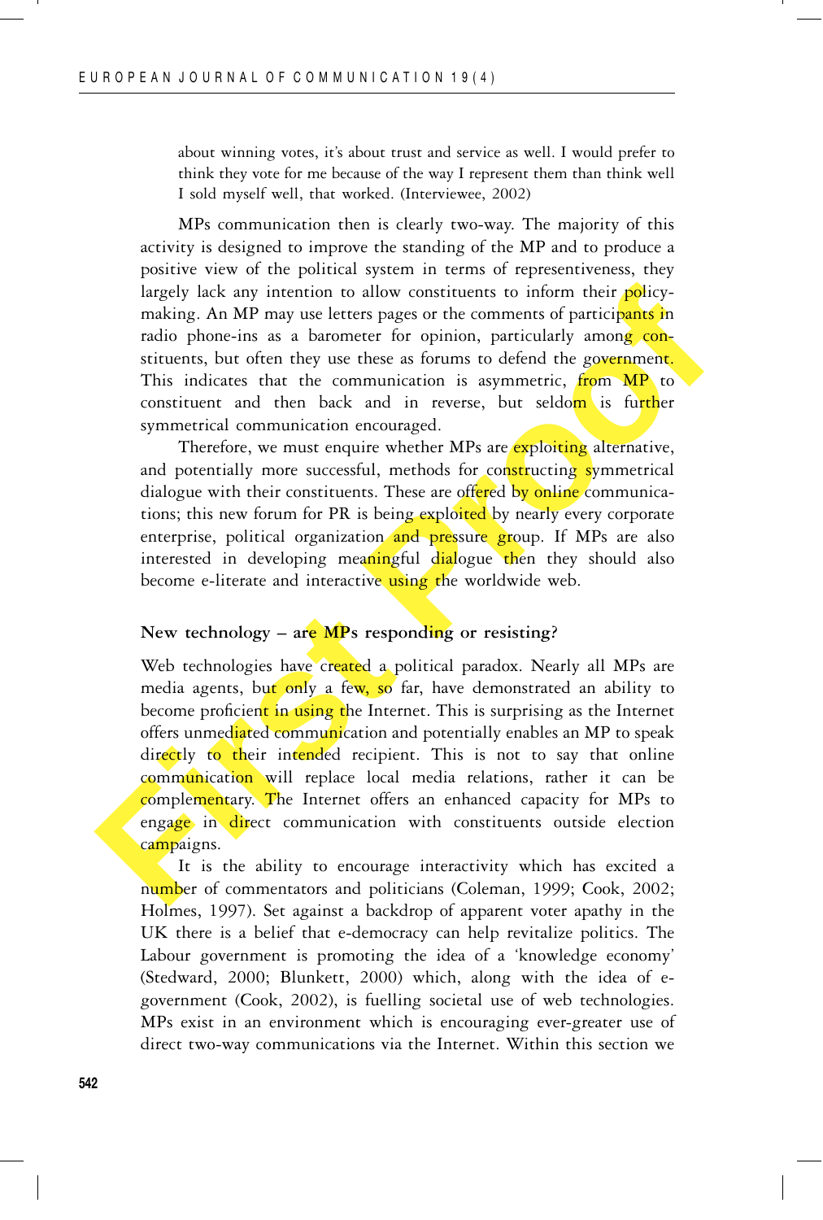about winning votes, it's about trust and service as well. I would prefer to think they vote for me because of the way I represent them than think well I sold myself well, that worked. (Interviewee, 2002)

MPs communication then is clearly two-way. The majority of this activity is designed to improve the standing of the MP and to produce a positive view of the political system in terms of representiveness, they largely lack any intention to allow constituents to inform their policy-making. An MP may use letters pages or the comments of participants in radio phone-ins as a barometer for opinion, particularly among constituents, but often they use these as forums to defend the government. This indicates that the communication is asymmetric, from MP to constituent and then back and in reverse, but seldom is further symmetrical communication encouraged.

Therefore, we must enquire whether MPs are exploiting alternative, and potentially more successful, methods for constructing symmetrical dialogue with their constituents. These are offered by online communications; this new forum for PR is being exploited by nearly every corporate enterprise, political organization and pressure group. If MPs are also interested in developing meaningful dialogue then they should also become e-literate and interactive using the worldwide web.

## New technology – are MPs responding or resisting?

Web technologies have created a political paradox. Nearly all MPs are media agents, but only a few, so far, have demonstrated an ability to become proficient in using the Internet. This is surprising as the Internet offers unmediated communication and potentially enables an MP to speak directly to their intended recipient. This is not to say that online communication will replace local media relations, rather it can be complementary. The Internet offers an enhanced capacity for MPs to engage in direct communication with constituents outside election campaigns.

It is the ability to encourage interactivity which has excited a number of commentators and politicians (Coleman, 1999; Cook, 2002; Holmes, 1997). Set against a backdrop of apparent voter apathy in the UK there is a belief that e-democracy can help revitalize politics. The Labour government is promoting the idea of a 'knowledge economy' (Stedward, 2000; Blunkett, 2000) which, along with the idea of e-government (Cook, 2002), is fuelling societal use of web technologies. MPs exist in an environment which is encouraging ever-greater use of direct two-way communications via the Internet. Within this section we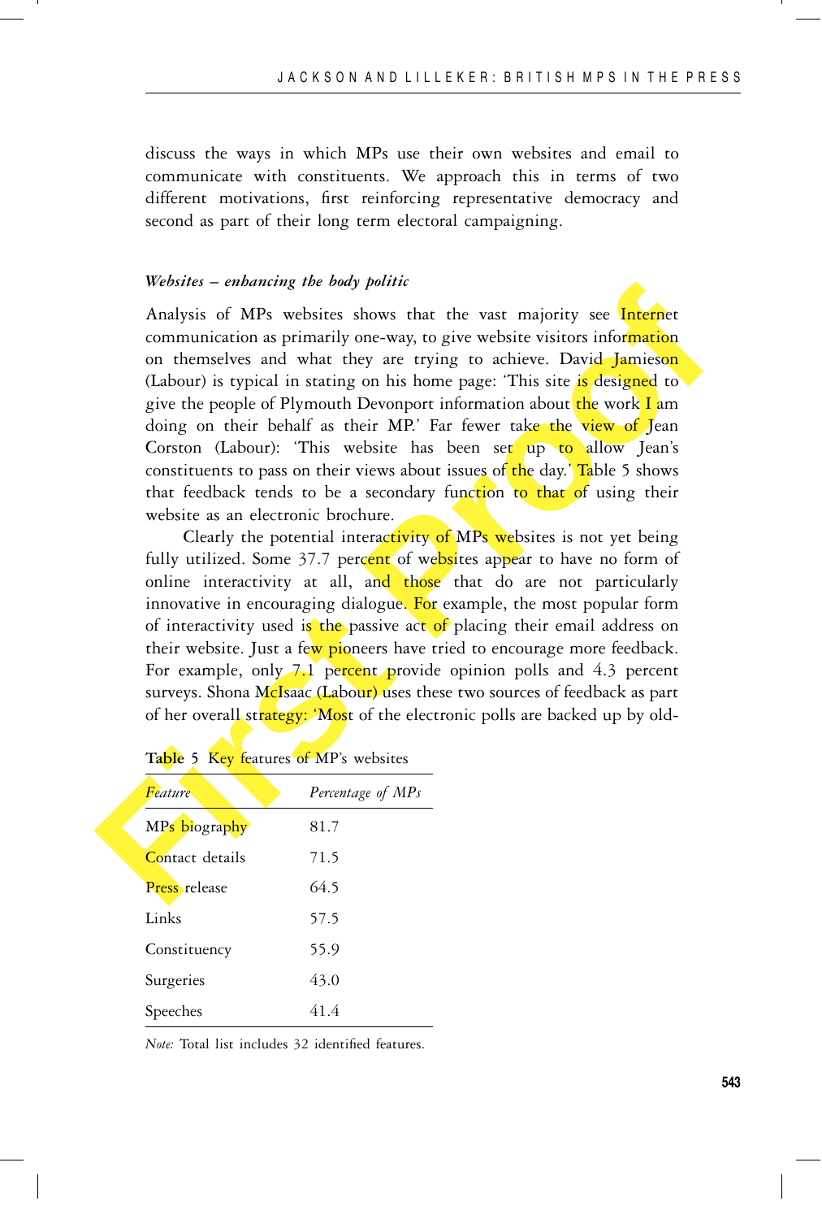discuss the ways in which MPs use their own websites and email to communicate with constituents. We approach this in terms of two different motivations, first reinforcing representative democracy and second as part of their long term electoral campaigning.

### *Websites – enhancing the body politic*

Analysis of MPs websites shows that the vast majority see Internet communication as primarily one-way, to give website visitors information on themselves and what they are trying to achieve. David Jamieson (Labour) is typical in stating on his home page: 'This site is designed to give the people of Plymouth Devonport information about the work I am doing on their behalf as their MP.' Far fewer take the view of Jean Corston (Labour): 'This website has been set up to allow Jean's constituents to pass on their views about issues of the day.' Table 5 shows that feedback tends to be a secondary function to that of using their website as an electronic brochure.

Clearly the potential interactivity of MPs websites is not yet being fully utilized. Some 37.7 percent of websites appear to have no form of online interactivity at all, and those that do are not particularly innovative in encouraging dialogue. For example, the most popular form of interactivity used is the passive act of placing their email address on their website. Just a few pioneers have tried to encourage more feedback. For example, only 7.1 percent provide opinion polls and 4.3 percent surveys. Shona McIsaac (Labour) uses these two sources of feedback as part of her overall strategy: 'Most of the electronic polls are backed up by old-

**Table 5** Key features of MP's websites

| *Feature* | *Percentage of MPs* |
|---|---|
| MPs biography | 81.7 |
| Contact details | 71.5 |
| Press release | 64.5 |
| Links | 57.5 |
| Constituency | 55.9 |
| Surgeries | 43.0 |
| Speeches | 41.4 |

*Note:* Total list includes 32 identified features.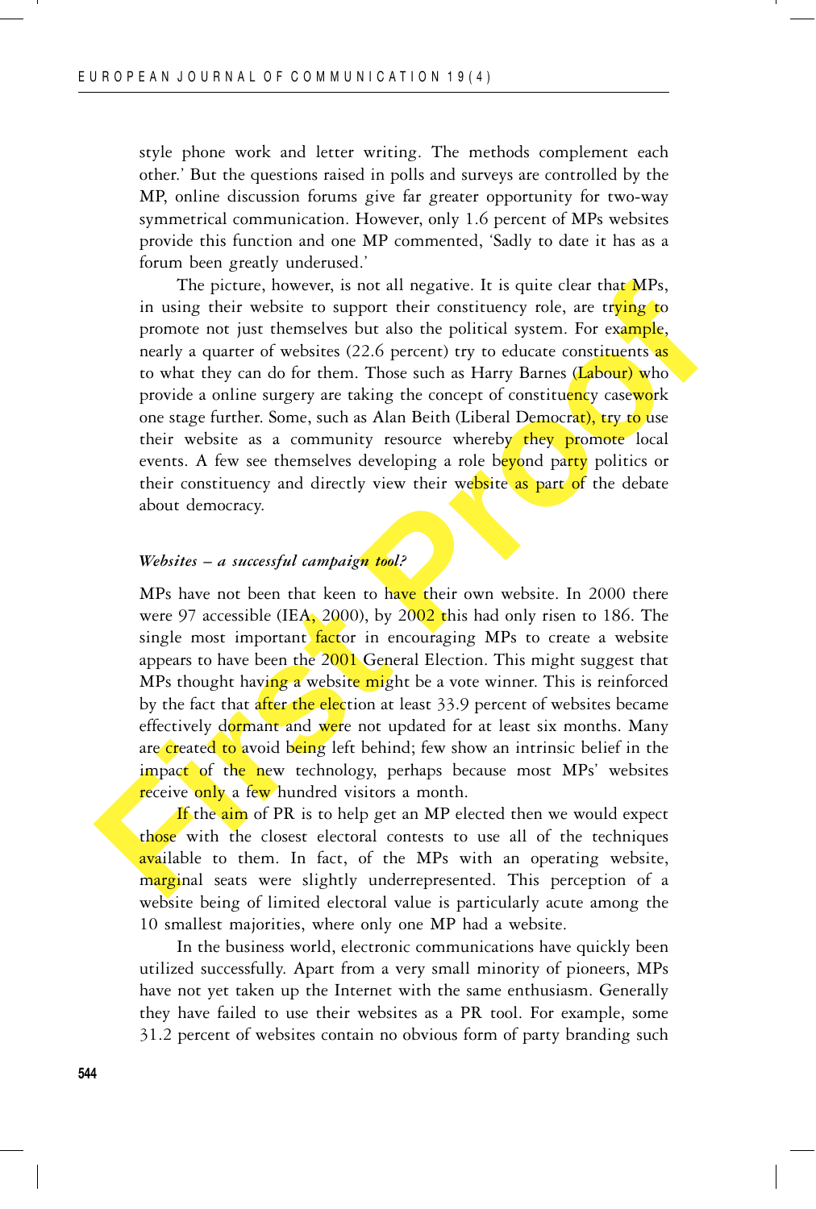style phone work and letter writing. The methods complement each other.' But the questions raised in polls and surveys are controlled by the MP, online discussion forums give far greater opportunity for two-way symmetrical communication. However, only 1.6 percent of MPs websites provide this function and one MP commented, 'Sadly to date it has as a forum been greatly underused.'

The picture, however, is not all negative. It is quite clear that MPs, in using their website to support their constituency role, are trying to promote not just themselves but also the political system. For example, nearly a quarter of websites (22.6 percent) try to educate constituents as to what they can do for them. Those such as Harry Barnes (Labour) who provide a online surgery are taking the concept of constituency casework one stage further. Some, such as Alan Beith (Liberal Democrat), try to use their website as a community resource whereby they promote local events. A few see themselves developing a role beyond party politics or their constituency and directly view their website as part of the debate about democracy.

### *Websites – a successful campaign tool?*

MPs have not been that keen to have their own website. In 2000 there were 97 accessible (IEA, 2000), by 2002 this had only risen to 186. The single most important factor in encouraging MPs to create a website appears to have been the 2001 General Election. This might suggest that MPs thought having a website might be a vote winner. This is reinforced by the fact that after the election at least 33.9 percent of websites became effectively dormant and were not updated for at least six months. Many are created to avoid being left behind; few show an intrinsic belief in the impact of the new technology, perhaps because most MPs' websites receive only a few hundred visitors a month.

If the aim of PR is to help get an MP elected then we would expect those with the closest electoral contests to use all of the techniques available to them. In fact, of the MPs with an operating website, marginal seats were slightly underrepresented. This perception of a website being of limited electoral value is particularly acute among the 10 smallest majorities, where only one MP had a website.

In the business world, electronic communications have quickly been utilized successfully. Apart from a very small minority of pioneers, MPs have not yet taken up the Internet with the same enthusiasm. Generally they have failed to use their websites as a PR tool. For example, some 31.2 percent of websites contain no obvious form of party branding such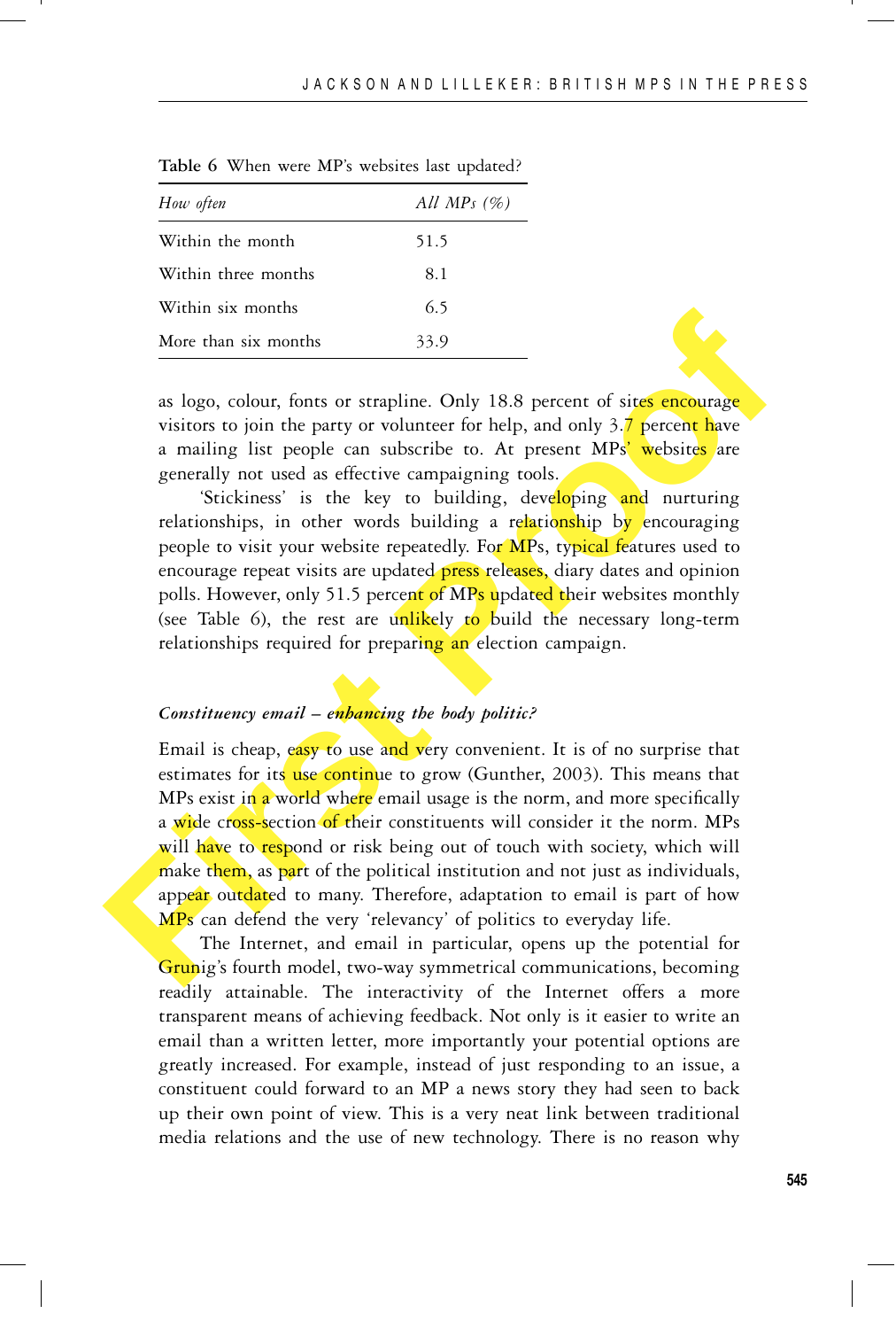**Table 6** When were MP's websites last updated?

| *How often* | *All MPs (%)* |
| --- | --- |
| Within the month | 51.5 |
| Within three months | 8.1 |
| Within six months | 6.5 |
| More than six months | 33.9 |

as logo, colour, fonts or strapline. Only 18.8 percent of sites encourage visitors to join the party or volunteer for help, and only 3.7 percent have a mailing list people can subscribe to. At present MPs' websites are generally not used as effective campaigning tools.

'Stickiness' is the key to building, developing and nurturing relationships, in other words building a relationship by encouraging people to visit your website repeatedly. For MPs, typical features used to encourage repeat visits are updated press releases, diary dates and opinion polls. However, only 51.5 percent of MPs updated their websites monthly (see Table 6), the rest are unlikely to build the necessary long-term relationships required for preparing an election campaign.

### *Constituency email – enhancing the body politic?*

Email is cheap, easy to use and very convenient. It is of no surprise that estimates for its use continue to grow (Gunther, 2003). This means that MPs exist in a world where email usage is the norm, and more specifically a wide cross-section of their constituents will consider it the norm. MPs will have to respond or risk being out of touch with society, which will make them, as part of the political institution and not just as individuals, appear outdated to many. Therefore, adaptation to email is part of how MPs can defend the very 'relevancy' of politics to everyday life.

The Internet, and email in particular, opens up the potential for Grunig's fourth model, two-way symmetrical communications, becoming readily attainable. The interactivity of the Internet offers a more transparent means of achieving feedback. Not only is it easier to write an email than a written letter, more importantly your potential options are greatly increased. For example, instead of just responding to an issue, a constituent could forward to an MP a news story they had seen to back up their own point of view. This is a very neat link between traditional media relations and the use of new technology. There is no reason why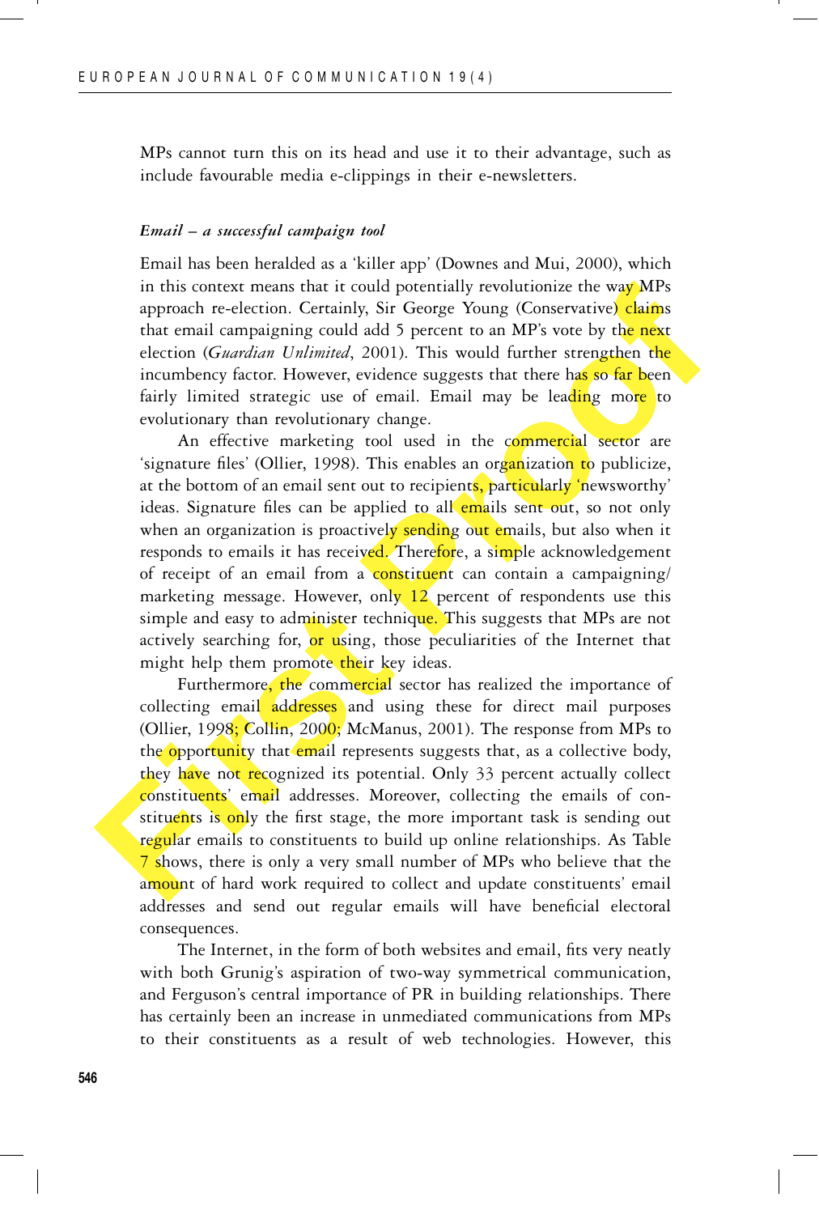MPs cannot turn this on its head and use it to their advantage, such as include favourable media e-clippings in their e-newsletters.

### *Email – a successful campaign tool*

Email has been heralded as a 'killer app' (Downes and Mui, 2000), which in this context means that it could potentially revolutionize the way MPs approach re-election. Certainly, Sir George Young (Conservative) claims that email campaigning could add 5 percent to an MP's vote by the next election (*Guardian Unlimited*, 2001). This would further strengthen the incumbency factor. However, evidence suggests that there has so far been fairly limited strategic use of email. Email may be leading more to evolutionary than revolutionary change.

An effective marketing tool used in the commercial sector are 'signature files' (Ollier, 1998). This enables an organization to publicize, at the bottom of an email sent out to recipients, particularly 'newsworthy' ideas. Signature files can be applied to all emails sent out, so not only when an organization is proactively sending out emails, but also when it responds to emails it has received. Therefore, a simple acknowledgement of receipt of an email from a constituent can contain a campaigning/marketing message. However, only 12 percent of respondents use this simple and easy to administer technique. This suggests that MPs are not actively searching for, or using, those peculiarities of the Internet that might help them promote their key ideas.

Furthermore, the commercial sector has realized the importance of collecting email addresses and using these for direct mail purposes (Ollier, 1998; Collin, 2000; McManus, 2001). The response from MPs to the opportunity that email represents suggests that, as a collective body, they have not recognized its potential. Only 33 percent actually collect constituents' email addresses. Moreover, collecting the emails of constituents is only the first stage, the more important task is sending out regular emails to constituents to build up online relationships. As Table 7 shows, there is only a very small number of MPs who believe that the amount of hard work required to collect and update constituents' email addresses and send out regular emails will have beneficial electoral consequences.

The Internet, in the form of both websites and email, fits very neatly with both Grunig's aspiration of two-way symmetrical communication, and Ferguson's central importance of PR in building relationships. There has certainly been an increase in unmediated communications from MPs to their constituents as a result of web technologies. However, this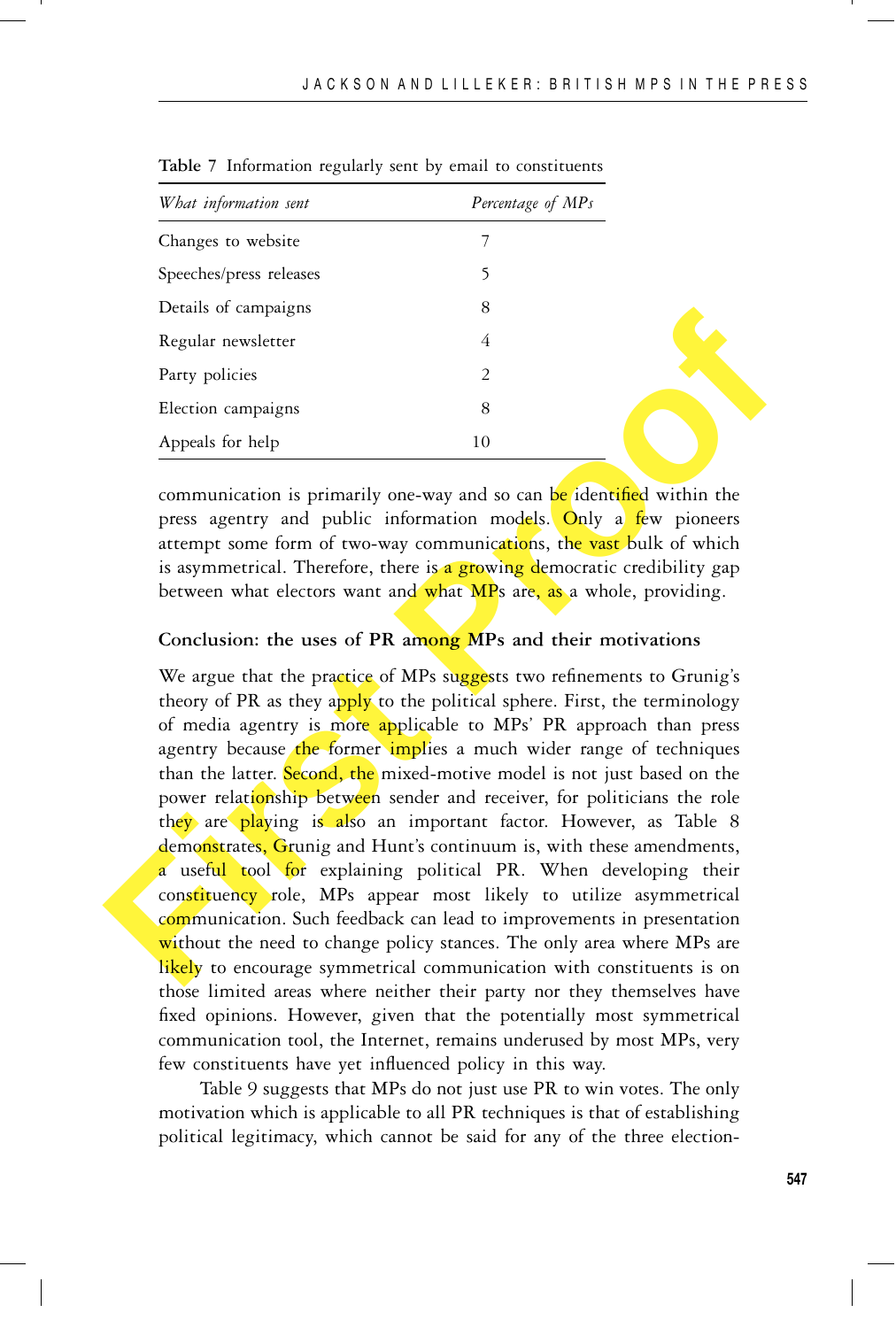**Table 7** Information regularly sent by email to constituents

| *What information sent* | *Percentage of MPs* |
| --- | --- |
| Changes to website | 7 |
| Speeches/press releases | 5 |
| Details of campaigns | 8 |
| Regular newsletter | 4 |
| Party policies | 2 |
| Election campaigns | 8 |
| Appeals for help | 10 |

communication is primarily one-way and so can be identified within the press agentry and public information models. Only a few pioneers attempt some form of two-way communications, the vast bulk of which is asymmetrical. Therefore, there is a growing democratic credibility gap between what electors want and what MPs are, as a whole, providing.

### Conclusion: the uses of PR among MPs and their motivations

We argue that the practice of MPs suggests two refinements to Grunig's theory of PR as they apply to the political sphere. First, the terminology of media agentry is more applicable to MPs' PR approach than press agentry because the former implies a much wider range of techniques than the latter. Second, the mixed-motive model is not just based on the power relationship between sender and receiver, for politicians the role they are playing is also an important factor. However, as Table 8 demonstrates, Grunig and Hunt's continuum is, with these amendments, a useful tool for explaining political PR. When developing their constituency role, MPs appear most likely to utilize asymmetrical communication. Such feedback can lead to improvements in presentation without the need to change policy stances. The only area where MPs are likely to encourage symmetrical communication with constituents is on those limited areas where neither their party nor they themselves have fixed opinions. However, given that the potentially most symmetrical communication tool, the Internet, remains underused by most MPs, very few constituents have yet influenced policy in this way.

Table 9 suggests that MPs do not just use PR to win votes. The only motivation which is applicable to all PR techniques is that of establishing political legitimacy, which cannot be said for any of the three election-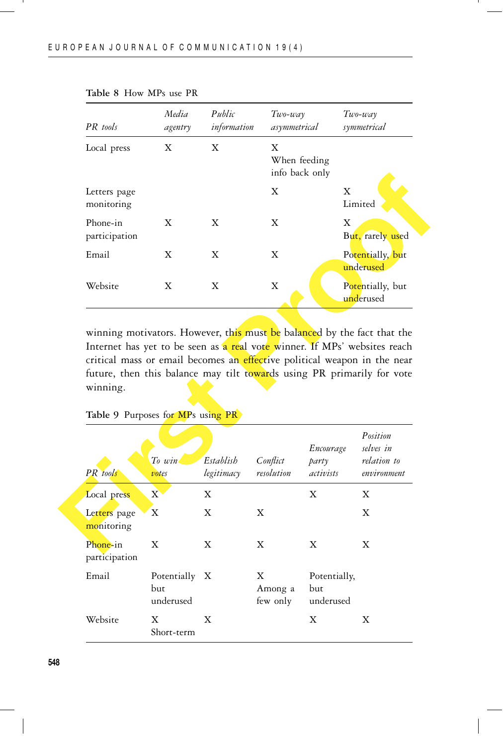Table 8 How MPs use PR

| *PR tools* | *Media agentry* | *Public information* | *Two-way asymmetrical* | *Two-way symmetrical* |
|---|---|---|---|---|
| Local press | X | X | X When feeding info back only | |
| Letters page monitoring | | | X | X Limited |
| Phone-in participation | X | X | X | X But, rarely used |
| Email | X | X | X | Potentially, but underused |
| Website | X | X | X | Potentially, but underused |

winning motivators. However, this must be balanced by the fact that the Internet has yet to be seen as a real vote winner. If MPs' websites reach critical mass or email becomes an effective political weapon in the near future, then this balance may tilt towards using PR primarily for vote winning.

Table 9 Purposes for MPs using PR

| *PR tools* | *To win votes* | *Establish legitimacy* | *Conflict resolution* | *Encourage party activists* | *Position selves in relation to environment* |
|---|---|---|---|---|---|
| Local press | X | X | | X | X |
| Letters page monitoring | X | X | X | | X |
| Phone-in participation | X | X | X | X | X |
| Email | Potentially but underused | X | X Among a few only | Potentially, but underused | |
| Website | X Short-term | X | | X | X |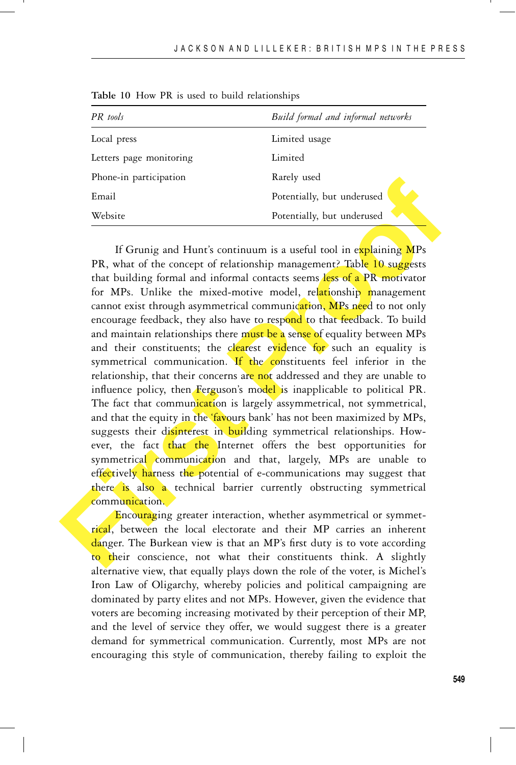**Table 10** How PR is used to build relationships

| *PR tools* | *Build formal and informal networks* |
|---|---|
| Local press | Limited usage |
| Letters page monitoring | Limited |
| Phone-in participation | Rarely used |
| Email | Potentially, but underused |
| Website | Potentially, but underused |

If Grunig and Hunt's continuum is a useful tool in explaining MPs PR, what of the concept of relationship management? Table 10 suggests that building formal and informal contacts seems less of a PR motivator for MPs. Unlike the mixed-motive model, relationship management cannot exist through asymmetrical communication, MPs need to not only encourage feedback, they also have to respond to that feedback. To build and maintain relationships there must be a sense of equality between MPs and their constituents; the clearest evidence for such an equality is symmetrical communication. If the constituents feel inferior in the relationship, that their concerns are not addressed and they are unable to influence policy, then Ferguson's model is inapplicable to political PR. The fact that communication is largely assymmetrical, not symmetrical, and that the equity in the 'favours bank' has not been maximized by MPs, suggests their disinterest in building symmetrical relationships. However, the fact that the Internet offers the best opportunities for symmetrical communication and that, largely, MPs are unable to effectively harness the potential of e-communications may suggest that there is also a technical barrier currently obstructing symmetrical communication.

Encouraging greater interaction, whether asymmetrical or symmetrical, between the local electorate and their MP carries an inherent danger. The Burkean view is that an MP's first duty is to vote according to their conscience, not what their constituents think. A slightly alternative view, that equally plays down the role of the voter, is Michel's Iron Law of Oligarchy, whereby policies and political campaigning are dominated by party elites and not MPs. However, given the evidence that voters are becoming increasing motivated by their perception of their MP, and the level of service they offer, we would suggest there is a greater demand for symmetrical communication. Currently, most MPs are not encouraging this style of communication, thereby failing to exploit the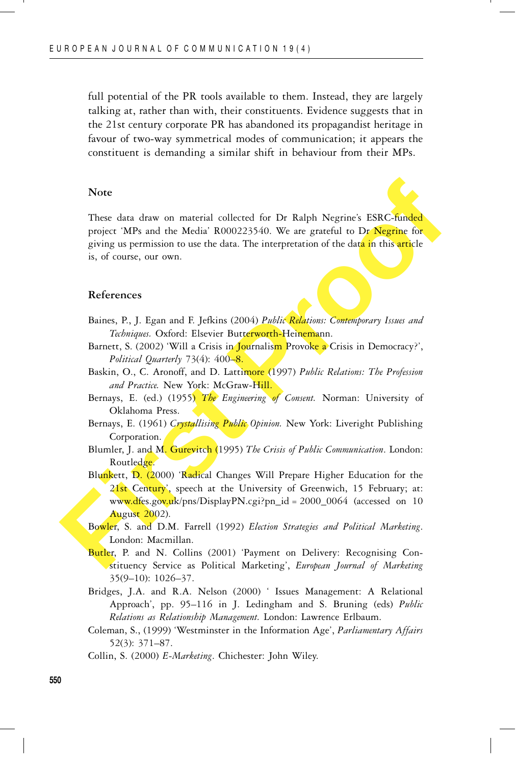full potential of the PR tools available to them. Instead, they are largely talking at, rather than with, their constituents. Evidence suggests that in the 21st century corporate PR has abandoned its propagandist heritage in favour of two-way symmetrical modes of communication; it appears the constituent is demanding a similar shift in behaviour from their MPs.

## Note

These data draw on material collected for Dr Ralph Negrine's ESRC-funded project 'MPs and the Media' R000223540. We are grateful to Dr Negrine for giving us permission to use the data. The interpretation of the data in this article is, of course, our own.

## References

Baines, P., J. Egan and F. Jefkins (2004) *Public Relations: Contemporary Issues and Techniques.* Oxford: Elsevier Butterworth-Heinemann.

Barnett, S. (2002) 'Will a Crisis in Journalism Provoke a Crisis in Democracy?', *Political Quarterly* 73(4): 400–8.

Baskin, O., C. Aronoff, and D. Lattimore (1997) *Public Relations: The Profession and Practice.* New York: McGraw-Hill.

Bernays, E. (ed.) (1955) *The Engineering of Consent.* Norman: University of Oklahoma Press.

Bernays, E. (1961) *Crystallising Public Opinion.* New York: Liveright Publishing Corporation.

Blumler, J. and M. Gurevitch (1995) *The Crisis of Public Communication*. London: Routledge.

Blunkett, D. (2000) 'Radical Changes Will Prepare Higher Education for the 21st Century', speech at the University of Greenwich, 15 February; at: www.dfes.gov.uk/pns/DisplayPN.cgi?pn_id = 2000_0064 (accessed on 10 August 2002).

Bowler, S. and D.M. Farrell (1992) *Election Strategies and Political Marketing*. London: Macmillan.

Butler, P. and N. Collins (2001) 'Payment on Delivery: Recognising Constituency Service as Political Marketing', *European Journal of Marketing* 35(9–10): 1026–37.

Bridges, J.A. and R.A. Nelson (2000) ' Issues Management: A Relational Approach', pp. 95–116 in J. Ledingham and S. Bruning (eds) *Public Relations as Relationship Management.* London: Lawrence Erlbaum.

Coleman, S., (1999) 'Westminster in the Information Age', *Parliamentary Affairs* 52(3): 371–87.

Collin, S. (2000) *E-Marketing*. Chichester: John Wiley.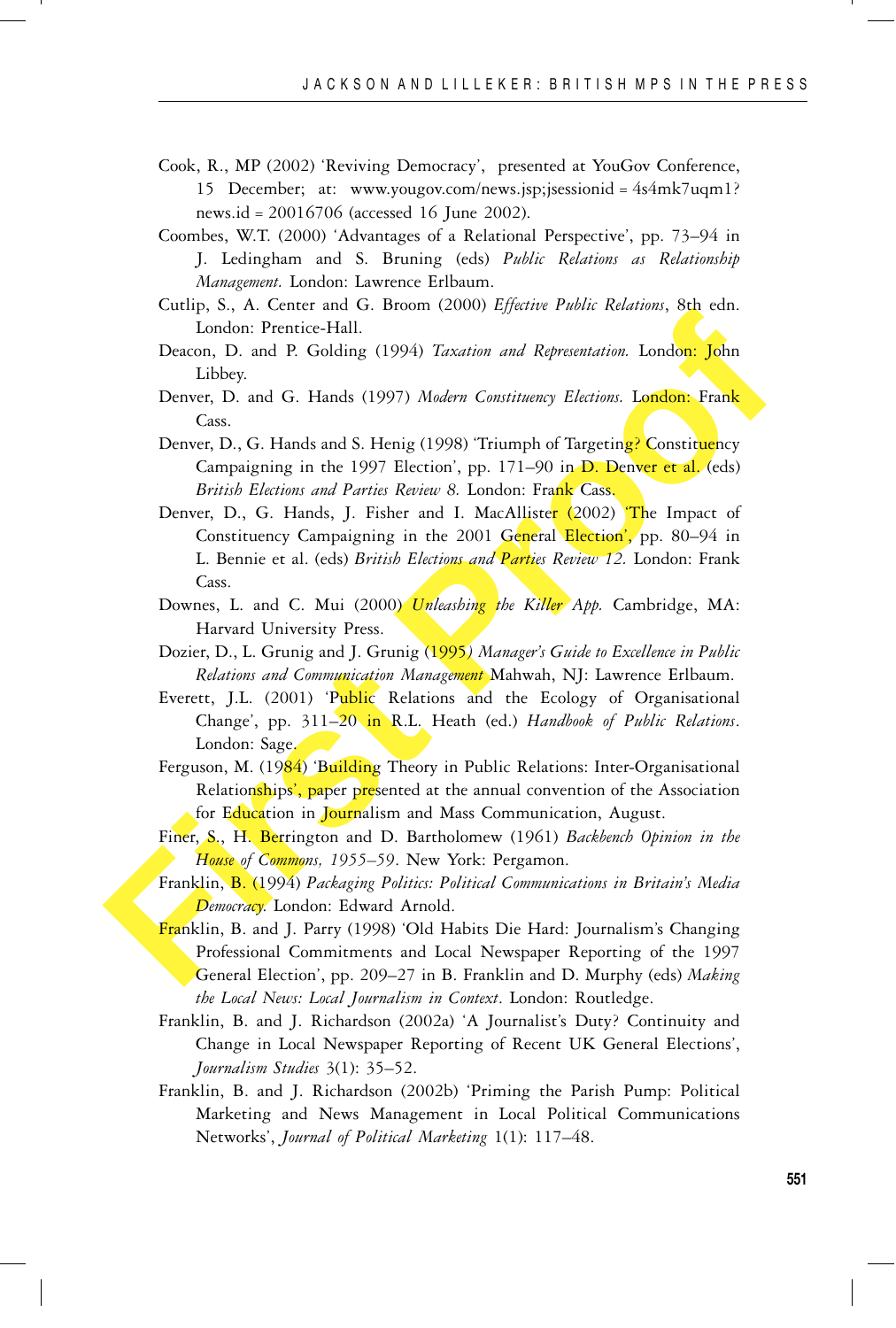Cook, R., MP (2002) 'Reviving Democracy', presented at YouGov Conference, 15 December; at: www.yougov.com/news.jsp;jsessionid = 4s4mk7uqm1?news.id = 20016706 (accessed 16 June 2002).

Coombes, W.T. (2000) 'Advantages of a Relational Perspective', pp. 73–94 in J. Ledingham and S. Bruning (eds) *Public Relations as Relationship Management.* London: Lawrence Erlbaum.

Cutlip, S., A. Center and G. Broom (2000) *Effective Public Relations*, 8th edn. London: Prentice-Hall.

Deacon, D. and P. Golding (1994) *Taxation and Representation.* London: John Libbey.

Denver, D. and G. Hands (1997) *Modern Constituency Elections.* London: Frank Cass.

Denver, D., G. Hands and S. Henig (1998) 'Triumph of Targeting? Constituency Campaigning in the 1997 Election', pp. 171–90 in D. Denver et al. (eds) *British Elections and Parties Review 8.* London: Frank Cass.

Denver, D., G. Hands, J. Fisher and I. MacAllister (2002) 'The Impact of Constituency Campaigning in the 2001 General Election', pp. 80–94 in L. Bennie et al. (eds) *British Elections and Parties Review 12.* London: Frank Cass.

Downes, L. and C. Mui (2000) *Unleashing the Killer App.* Cambridge, MA: Harvard University Press.

Dozier, D., L. Grunig and J. Grunig (1995) *Manager's Guide to Excellence in Public Relations and Communication Management* Mahwah, NJ: Lawrence Erlbaum.

Everett, J.L. (2001) 'Public Relations and the Ecology of Organisational Change', pp. 311–20 in R.L. Heath (ed.) *Handbook of Public Relations*. London: Sage.

Ferguson, M. (1984) 'Building Theory in Public Relations: Inter-Organisational Relationships', paper presented at the annual convention of the Association for Education in Journalism and Mass Communication, August.

Finer, S., H. Berrington and D. Bartholomew (1961) *Backbench Opinion in the House of Commons, 1955–59*. New York: Pergamon.

Franklin, B. (1994) *Packaging Politics: Political Communications in Britain's Media Democracy.* London: Edward Arnold.

Franklin, B. and J. Parry (1998) 'Old Habits Die Hard: Journalism's Changing Professional Commitments and Local Newspaper Reporting of the 1997 General Election', pp. 209–27 in B. Franklin and D. Murphy (eds) *Making the Local News: Local Journalism in Context*. London: Routledge.

Franklin, B. and J. Richardson (2002a) 'A Journalist's Duty? Continuity and Change in Local Newspaper Reporting of Recent UK General Elections', *Journalism Studies* 3(1): 35–52.

Franklin, B. and J. Richardson (2002b) 'Priming the Parish Pump: Political Marketing and News Management in Local Political Communications Networks', *Journal of Political Marketing* 1(1): 117–48.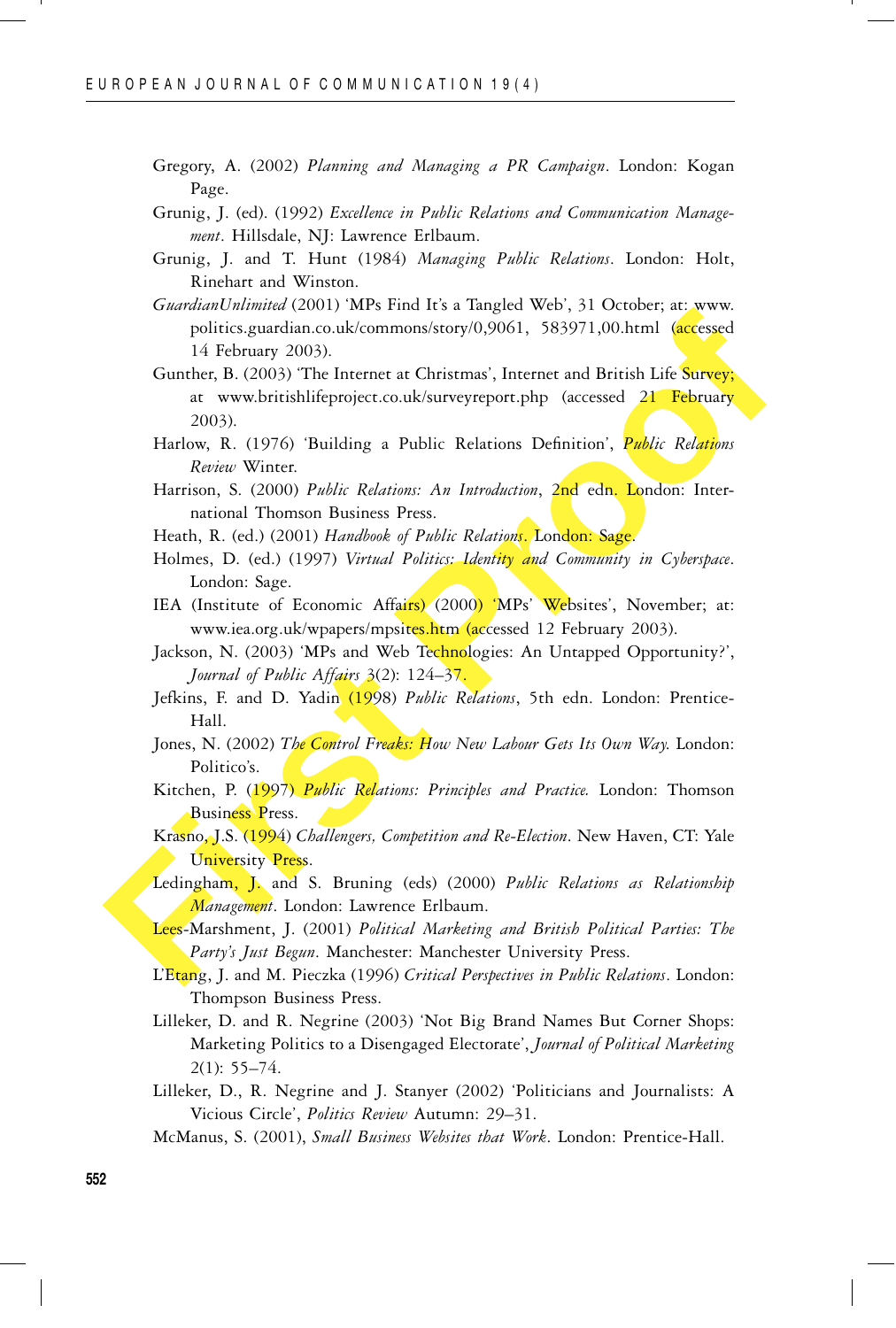Gregory, A. (2002) *Planning and Managing a PR Campaign*. London: Kogan Page.

Grunig, J. (ed). (1992) *Excellence in Public Relations and Communication Management*. Hillsdale, NJ: Lawrence Erlbaum.

Grunig, J. and T. Hunt (1984) *Managing Public Relations*. London: Holt, Rinehart and Winston.

*GuardianUnlimited* (2001) 'MPs Find It's a Tangled Web', 31 October; at: www.politics.guardian.co.uk/commons/story/0,9061, 583971,00.html (accessed 14 February 2003).

Gunther, B. (2003) 'The Internet at Christmas', Internet and British Life Survey; at www.britishlifeproject.co.uk/surveyreport.php (accessed 21 February 2003).

Harlow, R. (1976) 'Building a Public Relations Definition', *Public Relations Review* Winter.

Harrison, S. (2000) *Public Relations: An Introduction*, 2nd edn. London: International Thomson Business Press.

Heath, R. (ed.) (2001) *Handbook of Public Relations*. London: Sage.

Holmes, D. (ed.) (1997) *Virtual Politics: Identity and Community in Cyberspace*. London: Sage.

IEA (Institute of Economic Affairs) (2000) 'MPs' Websites', November; at: www.iea.org.uk/wpapers/mpsites.htm (accessed 12 February 2003).

Jackson, N. (2003) 'MPs and Web Technologies: An Untapped Opportunity?', *Journal of Public Affairs* 3(2): 124–37.

Jefkins, F. and D. Yadin (1998) *Public Relations*, 5th edn. London: Prentice-Hall.

Jones, N. (2002) *The Control Freaks: How New Labour Gets Its Own Way*. London: Politico's.

Kitchen, P. (1997) *Public Relations: Principles and Practice.* London: Thomson Business Press.

Krasno, J.S. (1994) *Challengers, Competition and Re-Election*. New Haven, CT: Yale University Press.

Ledingham, J. and S. Bruning (eds) (2000) *Public Relations as Relationship Management*. London: Lawrence Erlbaum.

Lees-Marshment, J. (2001) *Political Marketing and British Political Parties: The Party's Just Begun*. Manchester: Manchester University Press.

L'Etang, J. and M. Pieczka (1996) *Critical Perspectives in Public Relations*. London: Thompson Business Press.

Lilleker, D. and R. Negrine (2003) 'Not Big Brand Names But Corner Shops: Marketing Politics to a Disengaged Electorate', *Journal of Political Marketing* 2(1): 55–74.

Lilleker, D., R. Negrine and J. Stanyer (2002) 'Politicians and Journalists: A Vicious Circle', *Politics Review* Autumn: 29–31.

McManus, S. (2001), *Small Business Websites that Work*. London: Prentice-Hall.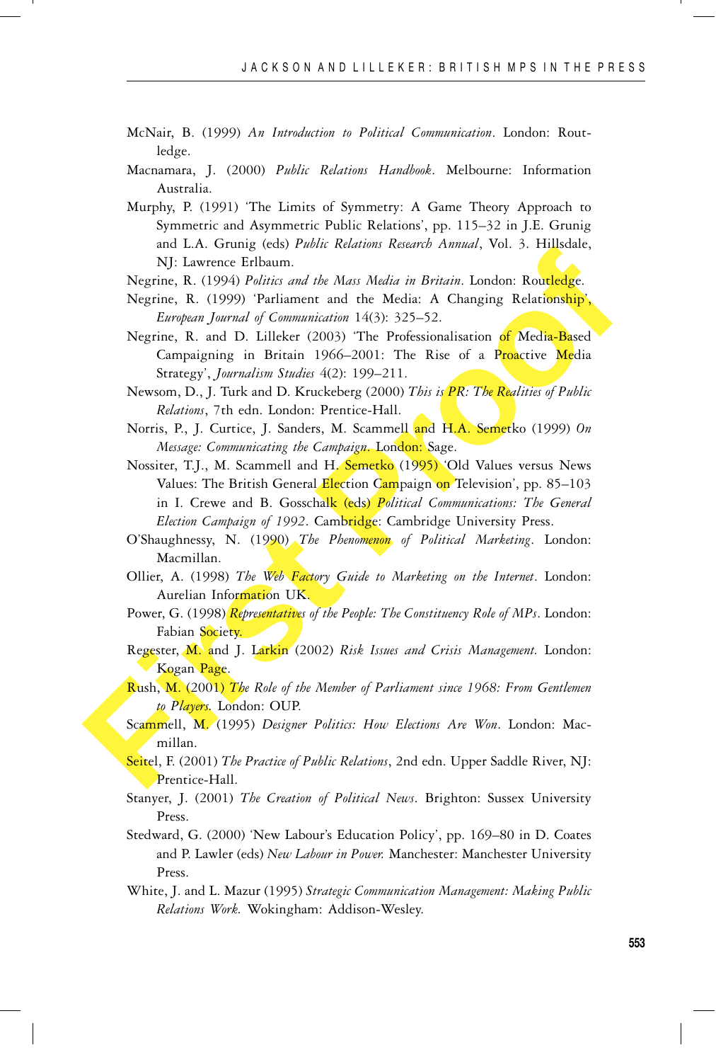McNair, B. (1999) *An Introduction to Political Communication*. London: Routledge.

Macnamara, J. (2000) *Public Relations Handbook*. Melbourne: Information Australia.

Murphy, P. (1991) 'The Limits of Symmetry: A Game Theory Approach to Symmetric and Asymmetric Public Relations', pp. 115–32 in J.E. Grunig and L.A. Grunig (eds) *Public Relations Research Annual*, Vol. 3. Hillsdale, NJ: Lawrence Erlbaum.

Negrine, R. (1994) *Politics and the Mass Media in Britain*. London: Routledge.

Negrine, R. (1999) 'Parliament and the Media: A Changing Relationship', *European Journal of Communication* 14(3): 325–52.

Negrine, R. and D. Lilleker (2003) 'The Professionalisation of Media-Based Campaigning in Britain 1966–2001: The Rise of a Proactive Media Strategy', *Journalism Studies* 4(2): 199–211.

Newsom, D., J. Turk and D. Kruckeberg (2000) *This is PR: The Realities of Public Relations*, 7th edn. London: Prentice-Hall.

Norris, P., J. Curtice, J. Sanders, M. Scammell and H.A. Semetko (1999) *On Message: Communicating the Campaign*. London: Sage.

Nossiter, T.J., M. Scammell and H. Semetko (1995) 'Old Values versus News Values: The British General Election Campaign on Television', pp. 85–103 in I. Crewe and B. Gosschalk (eds) *Political Communications: The General Election Campaign of 1992*. Cambridge: Cambridge University Press.

O'Shaughnessy, N. (1990) *The Phenomenon of Political Marketing*. London: Macmillan.

Ollier, A. (1998) *The Web Factory Guide to Marketing on the Internet*. London: Aurelian Information UK.

Power, G. (1998) *Representatives of the People: The Constituency Role of MPs*. London: Fabian Society.

Regester, M. and J. Larkin (2002) *Risk Issues and Crisis Management.* London: Kogan Page.

Rush, M. (2001) *The Role of the Member of Parliament since 1968: From Gentlemen to Players.* London: OUP.

Scammell, M. (1995) *Designer Politics: How Elections Are Won*. London: Macmillan.

Seitel, F. (2001) *The Practice of Public Relations*, 2nd edn. Upper Saddle River, NJ: Prentice-Hall.

Stanyer, J. (2001) *The Creation of Political News*. Brighton: Sussex University Press.

Stedward, G. (2000) 'New Labour's Education Policy', pp. 169–80 in D. Coates and P. Lawler (eds) *New Labour in Power.* Manchester: Manchester University Press.

White, J. and L. Mazur (1995) *Strategic Communication Management: Making Public Relations Work.* Wokingham: Addison-Wesley.